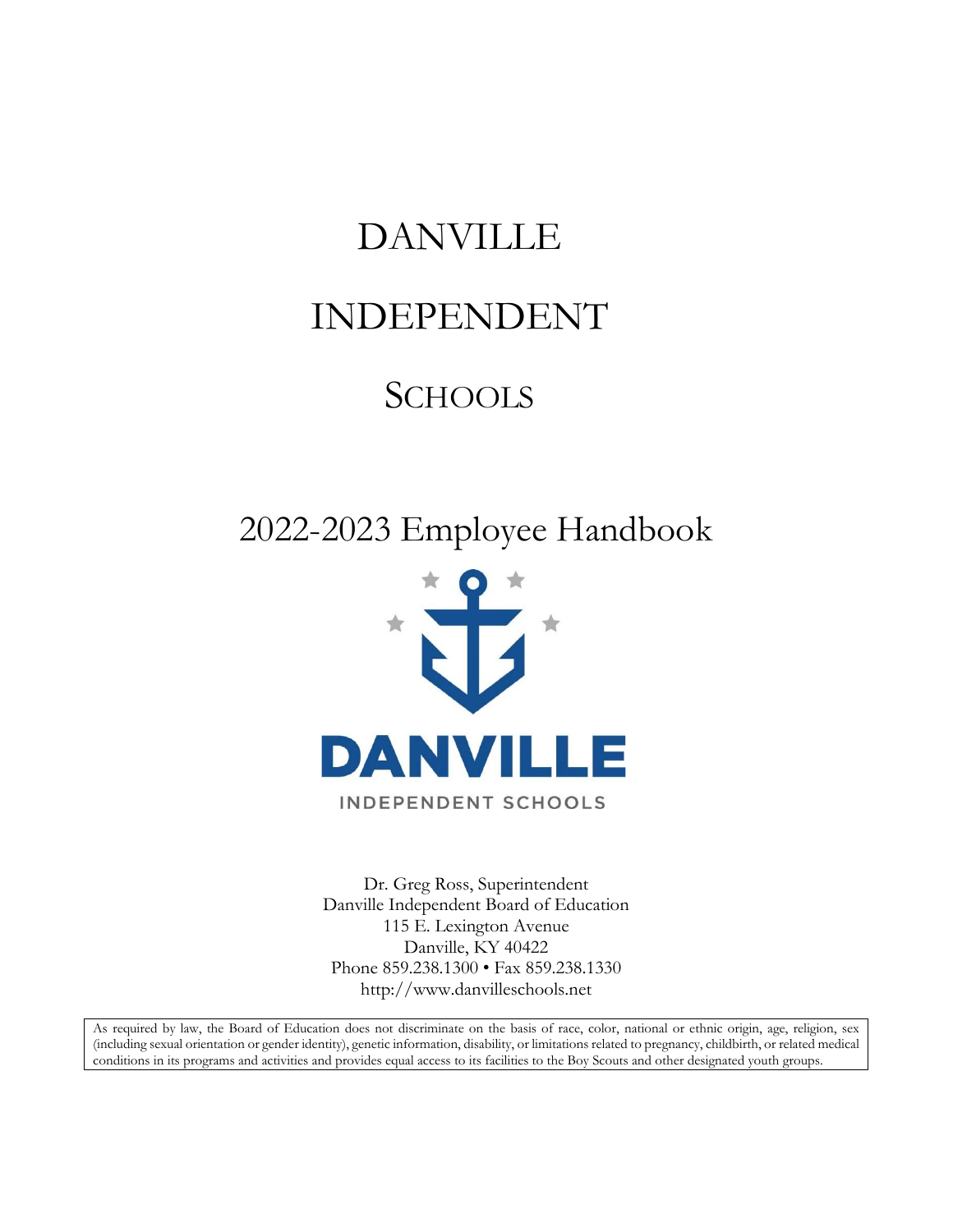# DANVILLE INDEPENDENT SCHOOLS

## 2022-2023 Employee Handbook

DANVILLE

INDEPENDENT SCHOOLS

Dr. Greg Ross, Superintendent
Danville Independent Board of Education
115 E. Lexington Avenue
Danville, KY 40422
Phone 859.238.1300 • Fax 859.238.1330
http://www.danvilleschools.net

As required by law, the Board of Education does not discriminate on the basis of race, color, national or ethnic origin, age, religion, sex (including sexual orientation or gender identity), genetic information, disability, or limitations related to pregnancy, childbirth, or related medical conditions in its programs and activities and provides equal access to its facilities to the Boy Scouts and other designated youth groups.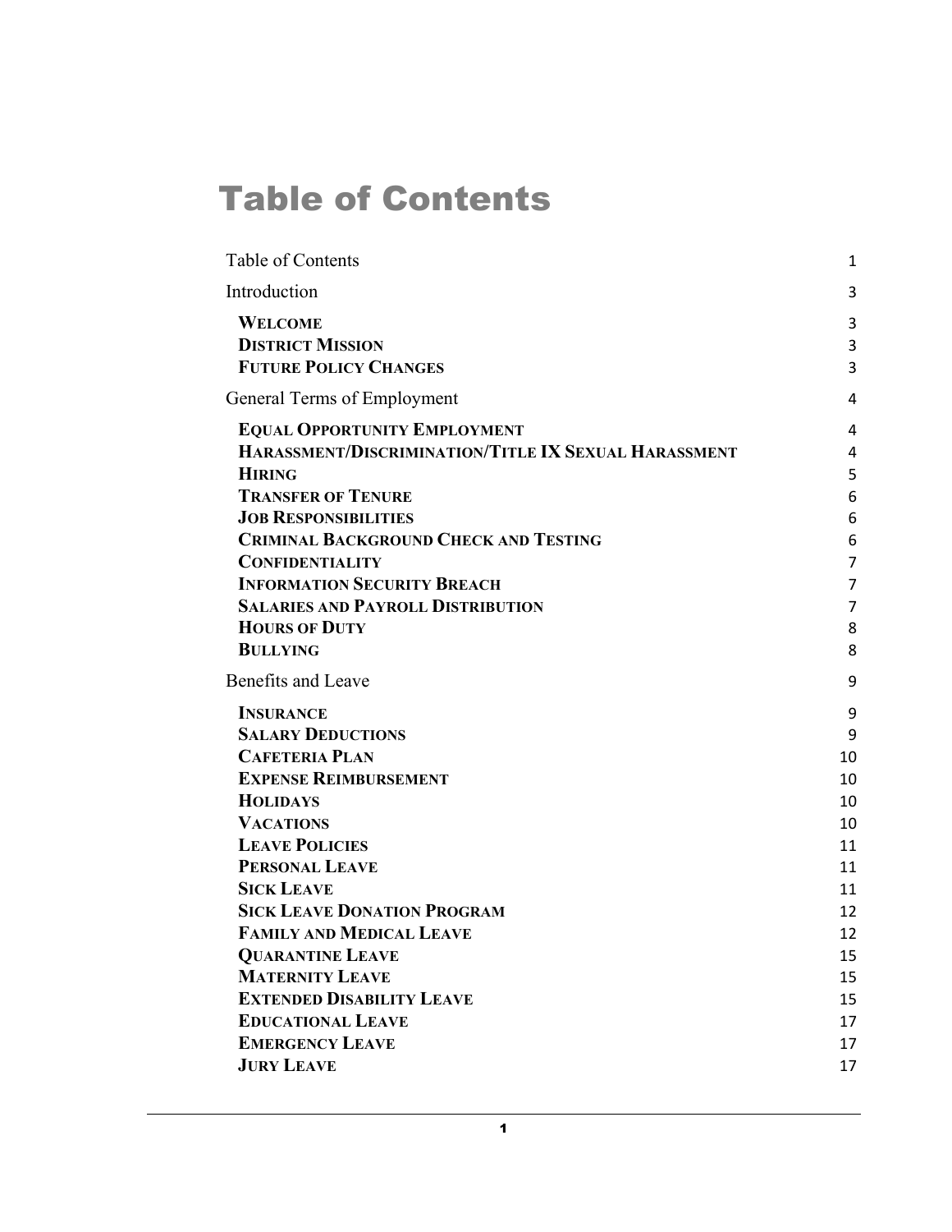# Table of Contents

| | |
|---|---|
| Table of Contents | 1 |
| Introduction | 3 |
| **WELCOME** | 3 |
| **DISTRICT MISSION** | 3 |
| **FUTURE POLICY CHANGES** | 3 |
| General Terms of Employment | 4 |
| **EQUAL OPPORTUNITY EMPLOYMENT** | 4 |
| **HARASSMENT/DISCRIMINATION/TITLE IX SEXUAL HARASSMENT** | 4 |
| **HIRING** | 5 |
| **TRANSFER OF TENURE** | 6 |
| **JOB RESPONSIBILITIES** | 6 |
| **CRIMINAL BACKGROUND CHECK AND TESTING** | 6 |
| **CONFIDENTIALITY** | 7 |
| **INFORMATION SECURITY BREACH** | 7 |
| **SALARIES AND PAYROLL DISTRIBUTION** | 7 |
| **HOURS OF DUTY** | 8 |
| **BULLYING** | 8 |
| Benefits and Leave | 9 |
| **INSURANCE** | 9 |
| **SALARY DEDUCTIONS** | 9 |
| **CAFETERIA PLAN** | 10 |
| **EXPENSE REIMBURSEMENT** | 10 |
| **HOLIDAYS** | 10 |
| **VACATIONS** | 10 |
| **LEAVE POLICIES** | 11 |
| **PERSONAL LEAVE** | 11 |
| **SICK LEAVE** | 11 |
| **SICK LEAVE DONATION PROGRAM** | 12 |
| **FAMILY AND MEDICAL LEAVE** | 12 |
| **QUARANTINE LEAVE** | 15 |
| **MATERNITY LEAVE** | 15 |
| **EXTENDED DISABILITY LEAVE** | 15 |
| **EDUCATIONAL LEAVE** | 17 |
| **EMERGENCY LEAVE** | 17 |
| **JURY LEAVE** | 17 |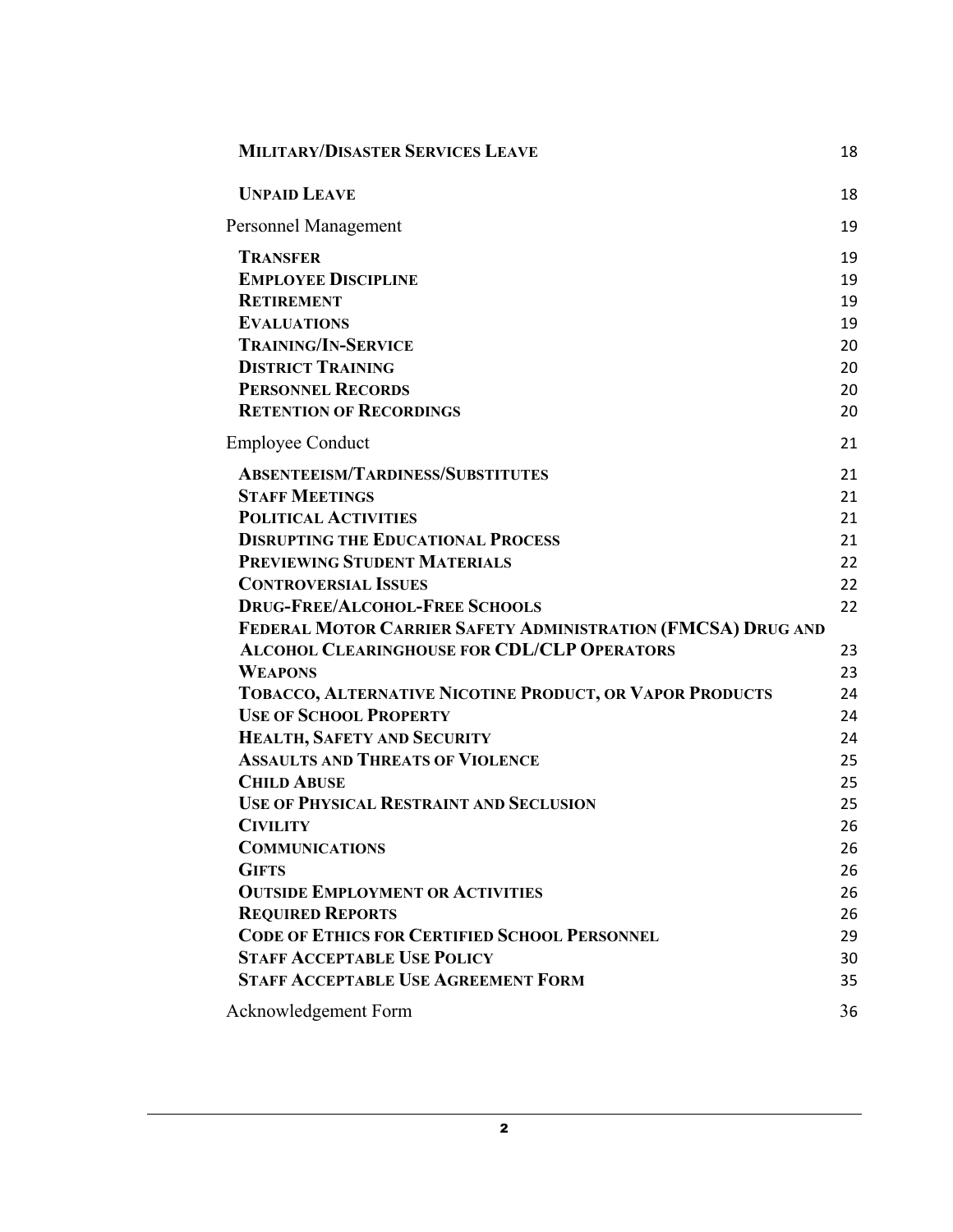| | |
|---|---|
| **MILITARY/DISASTER SERVICES LEAVE** | 18 |
| **UNPAID LEAVE** | 18 |
| Personnel Management | 19 |
| **TRANSFER** | 19 |
| **EMPLOYEE DISCIPLINE** | 19 |
| **RETIREMENT** | 19 |
| **EVALUATIONS** | 19 |
| **TRAINING/IN-SERVICE** | 20 |
| **DISTRICT TRAINING** | 20 |
| **PERSONNEL RECORDS** | 20 |
| **RETENTION OF RECORDINGS** | 20 |
| Employee Conduct | 21 |
| **ABSENTEEISM/TARDINESS/SUBSTITUTES** | 21 |
| **STAFF MEETINGS** | 21 |
| **POLITICAL ACTIVITIES** | 21 |
| **DISRUPTING THE EDUCATIONAL PROCESS** | 21 |
| **PREVIEWING STUDENT MATERIALS** | 22 |
| **CONTROVERSIAL ISSUES** | 22 |
| **DRUG-FREE/ALCOHOL-FREE SCHOOLS** | 22 |
| **FEDERAL MOTOR CARRIER SAFETY ADMINISTRATION (FMCSA) DRUG AND ALCOHOL CLEARINGHOUSE FOR CDL/CLP OPERATORS** | 23 |
| **WEAPONS** | 23 |
| **TOBACCO, ALTERNATIVE NICOTINE PRODUCT, OR VAPOR PRODUCTS** | 24 |
| **USE OF SCHOOL PROPERTY** | 24 |
| **HEALTH, SAFETY AND SECURITY** | 24 |
| **ASSAULTS AND THREATS OF VIOLENCE** | 25 |
| **CHILD ABUSE** | 25 |
| **USE OF PHYSICAL RESTRAINT AND SECLUSION** | 25 |
| **CIVILITY** | 26 |
| **COMMUNICATIONS** | 26 |
| **GIFTS** | 26 |
| **OUTSIDE EMPLOYMENT OR ACTIVITIES** | 26 |
| **REQUIRED REPORTS** | 26 |
| **CODE OF ETHICS FOR CERTIFIED SCHOOL PERSONNEL** | 29 |
| **STAFF ACCEPTABLE USE POLICY** | 30 |
| **STAFF ACCEPTABLE USE AGREEMENT FORM** | 35 |
| Acknowledgement Form | 36 |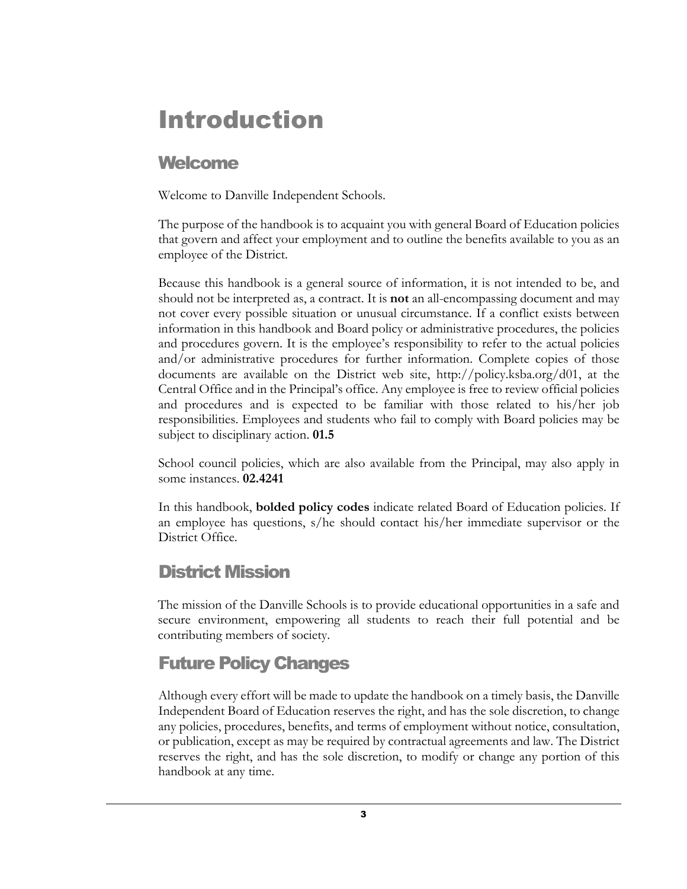# Introduction

## Welcome

Welcome to Danville Independent Schools.

The purpose of the handbook is to acquaint you with general Board of Education policies that govern and affect your employment and to outline the benefits available to you as an employee of the District.

Because this handbook is a general source of information, it is not intended to be, and should not be interpreted as, a contract. It is **not** an all-encompassing document and may not cover every possible situation or unusual circumstance. If a conflict exists between information in this handbook and Board policy or administrative procedures, the policies and procedures govern. It is the employee's responsibility to refer to the actual policies and/or administrative procedures for further information. Complete copies of those documents are available on the District web site, http://policy.ksba.org/d01, at the Central Office and in the Principal's office. Any employee is free to review official policies and procedures and is expected to be familiar with those related to his/her job responsibilities. Employees and students who fail to comply with Board policies may be subject to disciplinary action. **01.5**

School council policies, which are also available from the Principal, may also apply in some instances. **02.4241**

In this handbook, **bolded policy codes** indicate related Board of Education policies. If an employee has questions, s/he should contact his/her immediate supervisor or the District Office.

## District Mission

The mission of the Danville Schools is to provide educational opportunities in a safe and secure environment, empowering all students to reach their full potential and be contributing members of society.

## Future Policy Changes

Although every effort will be made to update the handbook on a timely basis, the Danville Independent Board of Education reserves the right, and has the sole discretion, to change any policies, procedures, benefits, and terms of employment without notice, consultation, or publication, except as may be required by contractual agreements and law. The District reserves the right, and has the sole discretion, to modify or change any portion of this handbook at any time.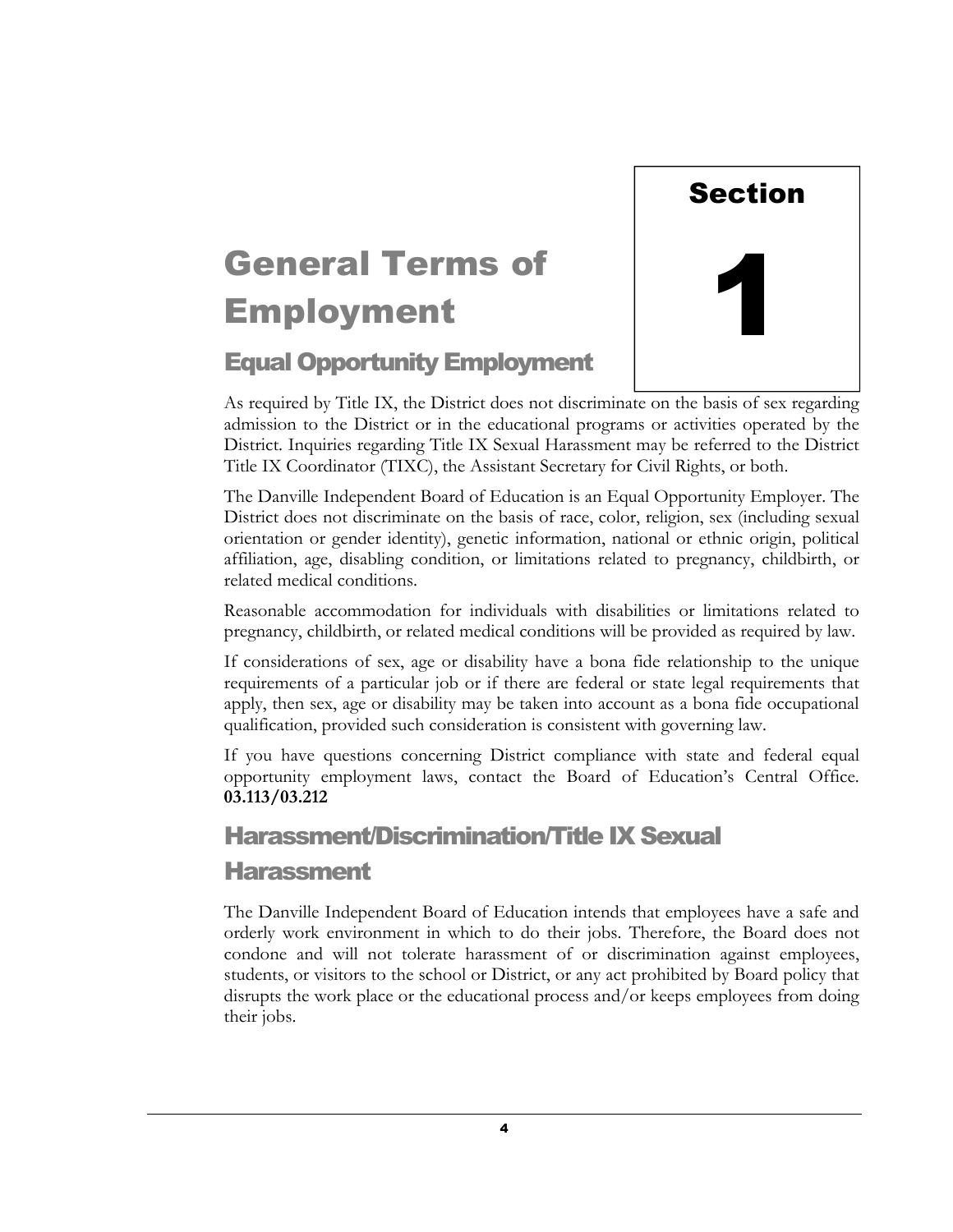# Section 1

# General Terms of Employment

## Equal Opportunity Employment

As required by Title IX, the District does not discriminate on the basis of sex regarding admission to the District or in the educational programs or activities operated by the District. Inquiries regarding Title IX Sexual Harassment may be referred to the District Title IX Coordinator (TIXC), the Assistant Secretary for Civil Rights, or both.

The Danville Independent Board of Education is an Equal Opportunity Employer. The District does not discriminate on the basis of race, color, religion, sex (including sexual orientation or gender identity), genetic information, national or ethnic origin, political affiliation, age, disabling condition, or limitations related to pregnancy, childbirth, or related medical conditions.

Reasonable accommodation for individuals with disabilities or limitations related to pregnancy, childbirth, or related medical conditions will be provided as required by law.

If considerations of sex, age or disability have a bona fide relationship to the unique requirements of a particular job or if there are federal or state legal requirements that apply, then sex, age or disability may be taken into account as a bona fide occupational qualification, provided such consideration is consistent with governing law.

If you have questions concerning District compliance with state and federal equal opportunity employment laws, contact the Board of Education's Central Office. **03.113/03.212**

## Harassment/Discrimination/Title IX Sexual Harassment

The Danville Independent Board of Education intends that employees have a safe and orderly work environment in which to do their jobs. Therefore, the Board does not condone and will not tolerate harassment of or discrimination against employees, students, or visitors to the school or District, or any act prohibited by Board policy that disrupts the work place or the educational process and/or keeps employees from doing their jobs.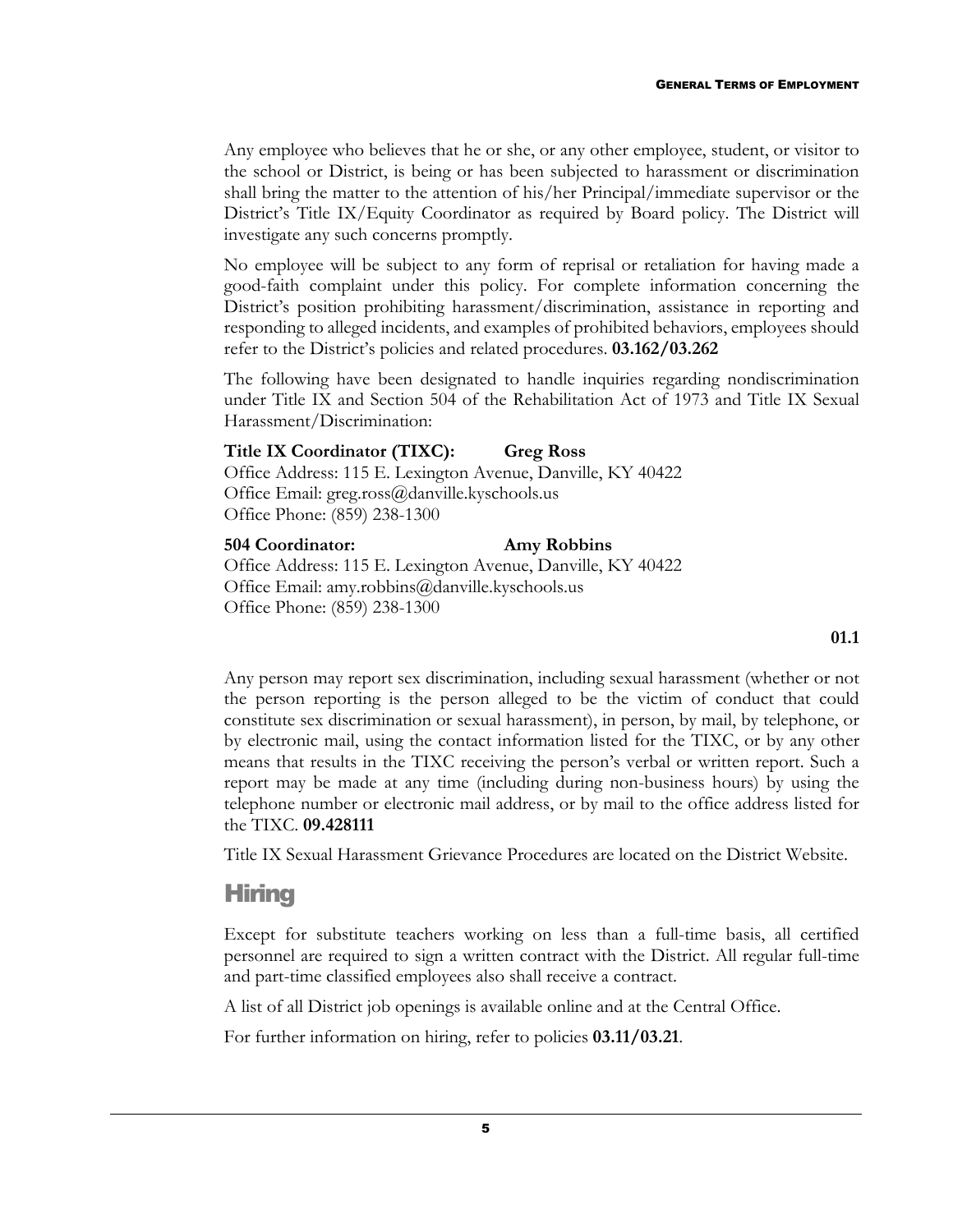Any employee who believes that he or she, or any other employee, student, or visitor to the school or District, is being or has been subjected to harassment or discrimination shall bring the matter to the attention of his/her Principal/immediate supervisor or the District's Title IX/Equity Coordinator as required by Board policy. The District will investigate any such concerns promptly.

No employee will be subject to any form of reprisal or retaliation for having made a good-faith complaint under this policy. For complete information concerning the District's position prohibiting harassment/discrimination, assistance in reporting and responding to alleged incidents, and examples of prohibited behaviors, employees should refer to the District's policies and related procedures. **03.162/03.262**

The following have been designated to handle inquiries regarding nondiscrimination under Title IX and Section 504 of the Rehabilitation Act of 1973 and Title IX Sexual Harassment/Discrimination:

**Title IX Coordinator (TIXC): Greg Ross**
Office Address: 115 E. Lexington Avenue, Danville, KY 40422
Office Email: greg.ross@danville.kyschools.us
Office Phone: (859) 238-1300

**504 Coordinator: Amy Robbins**
Office Address: 115 E. Lexington Avenue, Danville, KY 40422
Office Email: amy.robbins@danville.kyschools.us
Office Phone: (859) 238-1300

**01.1**

Any person may report sex discrimination, including sexual harassment (whether or not the person reporting is the person alleged to be the victim of conduct that could constitute sex discrimination or sexual harassment), in person, by mail, by telephone, or by electronic mail, using the contact information listed for the TIXC, or by any other means that results in the TIXC receiving the person's verbal or written report. Such a report may be made at any time (including during non-business hours) by using the telephone number or electronic mail address, or by mail to the office address listed for the TIXC. **09.428111**

Title IX Sexual Harassment Grievance Procedures are located on the District Website.

## Hiring

Except for substitute teachers working on less than a full-time basis, all certified personnel are required to sign a written contract with the District. All regular full-time and part-time classified employees also shall receive a contract.

A list of all District job openings is available online and at the Central Office.

For further information on hiring, refer to policies **03.11/03.21**.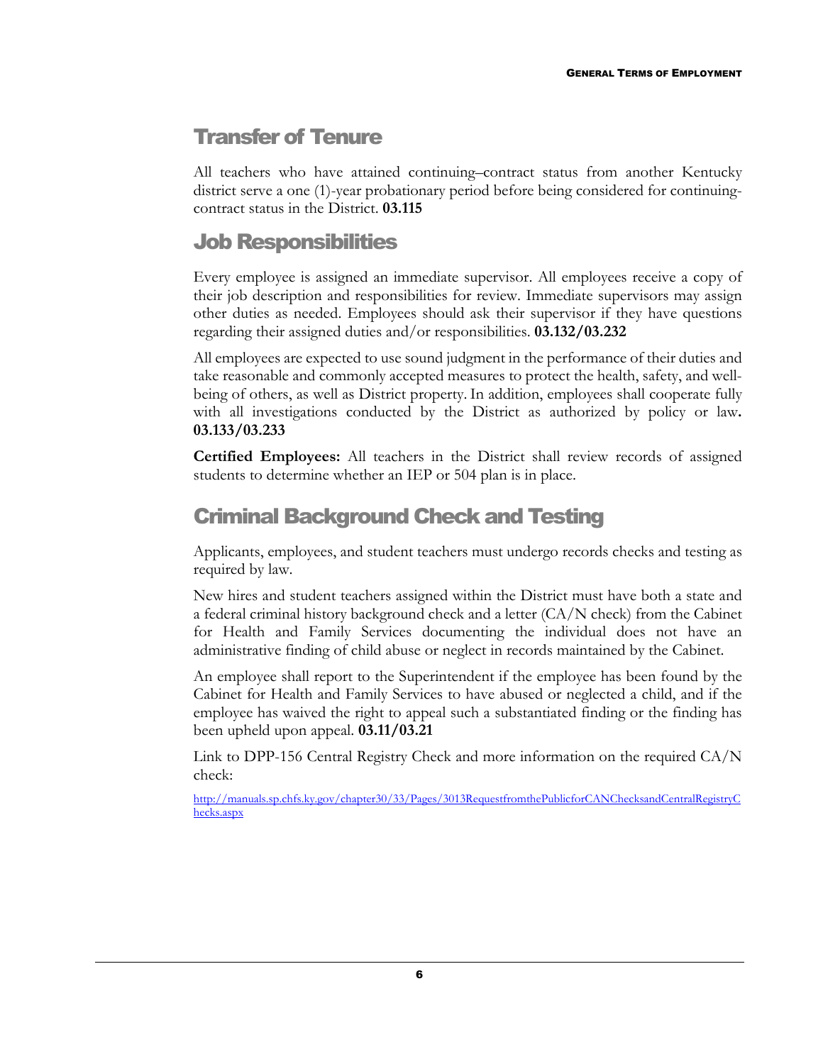## Transfer of Tenure

All teachers who have attained continuing–contract status from another Kentucky district serve a one (1)-year probationary period before being considered for continuing-contract status in the District. **03.115**

## Job Responsibilities

Every employee is assigned an immediate supervisor. All employees receive a copy of their job description and responsibilities for review. Immediate supervisors may assign other duties as needed. Employees should ask their supervisor if they have questions regarding their assigned duties and/or responsibilities. **03.132/03.232**

All employees are expected to use sound judgment in the performance of their duties and take reasonable and commonly accepted measures to protect the health, safety, and well-being of others, as well as District property. In addition, employees shall cooperate fully with all investigations conducted by the District as authorized by policy or law**. 03.133/03.233**

**Certified Employees:** All teachers in the District shall review records of assigned students to determine whether an IEP or 504 plan is in place.

## Criminal Background Check and Testing

Applicants, employees, and student teachers must undergo records checks and testing as required by law.

New hires and student teachers assigned within the District must have both a state and a federal criminal history background check and a letter (CA/N check) from the Cabinet for Health and Family Services documenting the individual does not have an administrative finding of child abuse or neglect in records maintained by the Cabinet.

An employee shall report to the Superintendent if the employee has been found by the Cabinet for Health and Family Services to have abused or neglected a child, and if the employee has waived the right to appeal such a substantiated finding or the finding has been upheld upon appeal. **03.11/03.21**

Link to DPP-156 Central Registry Check and more information on the required CA/N check:

http://manuals.sp.chfs.ky.gov/chapter30/33/Pages/3013RequestfromthePublicforCANChecksandCentralRegistryChecks.aspx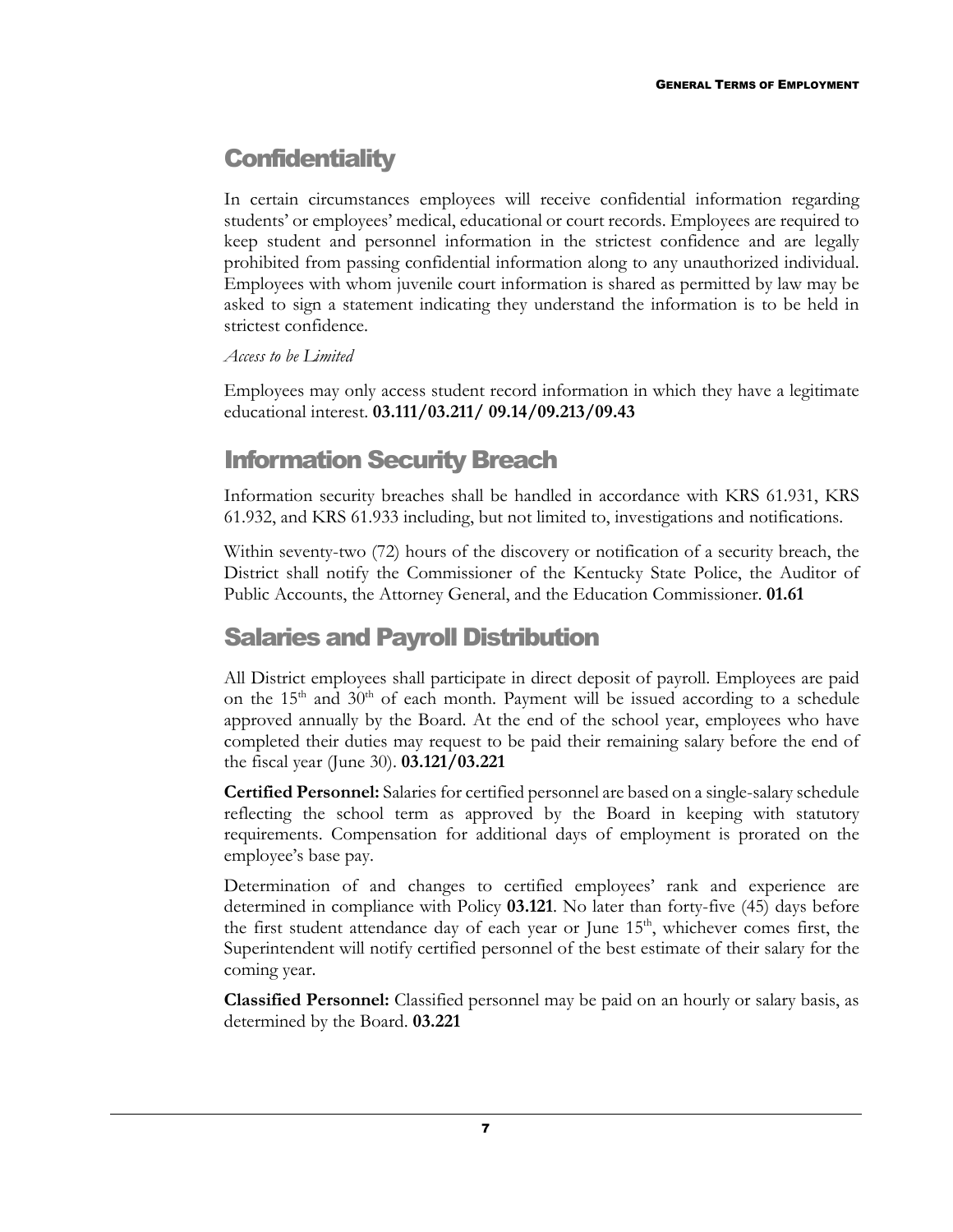## Confidentiality

In certain circumstances employees will receive confidential information regarding students' or employees' medical, educational or court records. Employees are required to keep student and personnel information in the strictest confidence and are legally prohibited from passing confidential information along to any unauthorized individual. Employees with whom juvenile court information is shared as permitted by law may be asked to sign a statement indicating they understand the information is to be held in strictest confidence.

*Access to be Limited*

Employees may only access student record information in which they have a legitimate educational interest. **03.111/03.211/ 09.14/09.213/09.43**

## Information Security Breach

Information security breaches shall be handled in accordance with KRS 61.931, KRS 61.932, and KRS 61.933 including, but not limited to, investigations and notifications.

Within seventy-two (72) hours of the discovery or notification of a security breach, the District shall notify the Commissioner of the Kentucky State Police, the Auditor of Public Accounts, the Attorney General, and the Education Commissioner. **01.61**

## Salaries and Payroll Distribution

All District employees shall participate in direct deposit of payroll. Employees are paid on the 15th and 30th of each month. Payment will be issued according to a schedule approved annually by the Board. At the end of the school year, employees who have completed their duties may request to be paid their remaining salary before the end of the fiscal year (June 30). **03.121/03.221**

**Certified Personnel:** Salaries for certified personnel are based on a single-salary schedule reflecting the school term as approved by the Board in keeping with statutory requirements. Compensation for additional days of employment is prorated on the employee's base pay.

Determination of and changes to certified employees' rank and experience are determined in compliance with Policy **03.121**. No later than forty-five (45) days before the first student attendance day of each year or June 15th, whichever comes first, the Superintendent will notify certified personnel of the best estimate of their salary for the coming year.

**Classified Personnel:** Classified personnel may be paid on an hourly or salary basis, as determined by the Board. **03.221**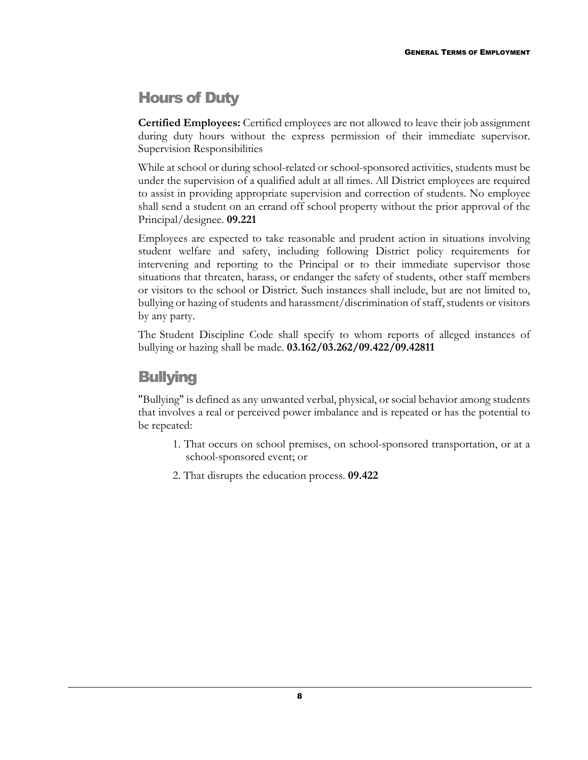## Hours of Duty

**Certified Employees:** Certified employees are not allowed to leave their job assignment during duty hours without the express permission of their immediate supervisor. Supervision Responsibilities

While at school or during school-related or school-sponsored activities, students must be under the supervision of a qualified adult at all times. All District employees are required to assist in providing appropriate supervision and correction of students. No employee shall send a student on an errand off school property without the prior approval of the Principal/designee. **09.221**

Employees are expected to take reasonable and prudent action in situations involving student welfare and safety, including following District policy requirements for intervening and reporting to the Principal or to their immediate supervisor those situations that threaten, harass, or endanger the safety of students, other staff members or visitors to the school or District. Such instances shall include, but are not limited to, bullying or hazing of students and harassment/discrimination of staff, students or visitors by any party.

The Student Discipline Code shall specify to whom reports of alleged instances of bullying or hazing shall be made. **03.162/03.262/09.422/09.42811**

## Bullying

"Bullying" is defined as any unwanted verbal, physical, or social behavior among students that involves a real or perceived power imbalance and is repeated or has the potential to be repeated:

1. That occurs on school premises, on school-sponsored transportation, or at a school-sponsored event; or
2. That disrupts the education process. **09.422**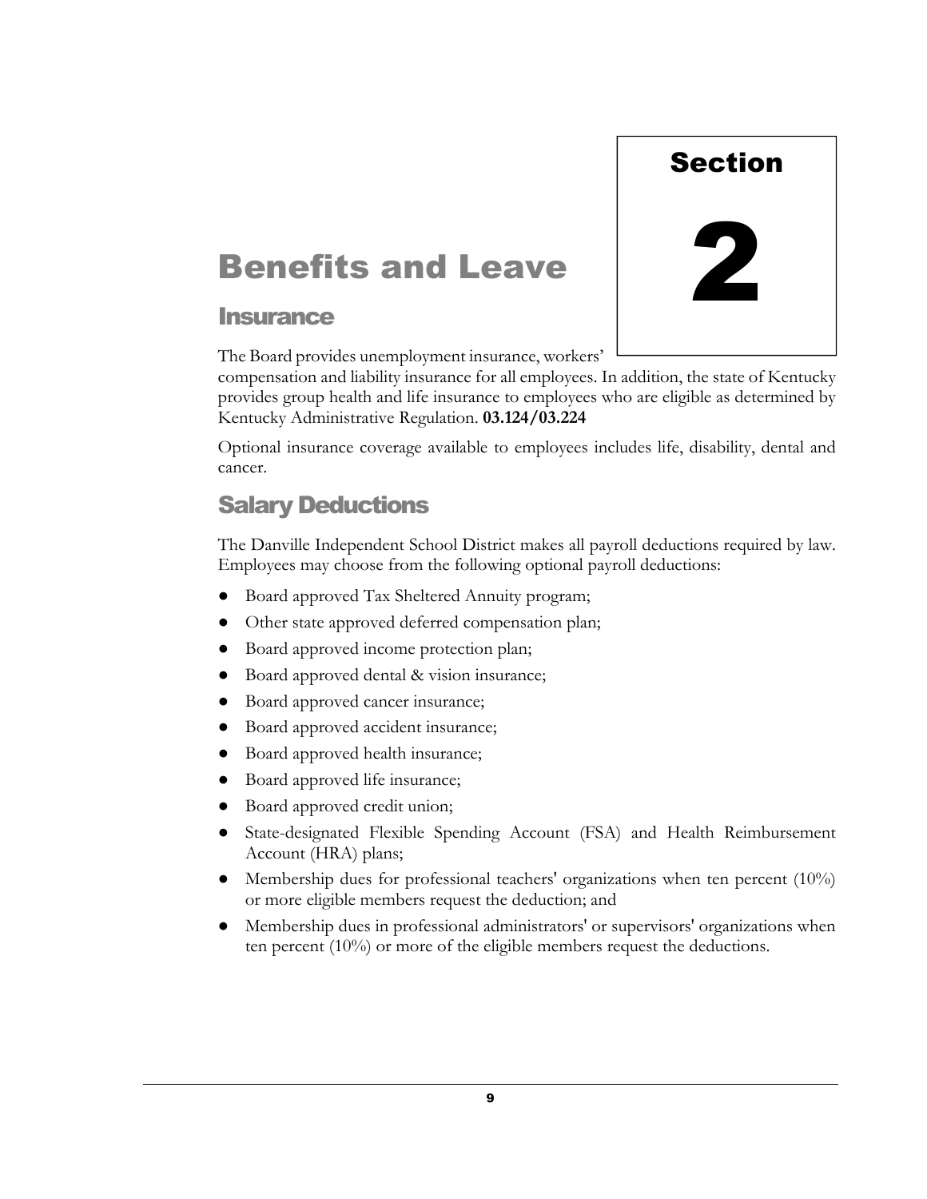# Section 2

# Benefits and Leave

## Insurance

The Board provides unemployment insurance, workers' compensation and liability insurance for all employees. In addition, the state of Kentucky provides group health and life insurance to employees who are eligible as determined by Kentucky Administrative Regulation. **03.124/03.224**

Optional insurance coverage available to employees includes life, disability, dental and cancer.

## Salary Deductions

The Danville Independent School District makes all payroll deductions required by law. Employees may choose from the following optional payroll deductions:

- Board approved Tax Sheltered Annuity program;
- Other state approved deferred compensation plan;
- Board approved income protection plan;
- Board approved dental & vision insurance;
- Board approved cancer insurance;
- Board approved accident insurance;
- Board approved health insurance;
- Board approved life insurance;
- Board approved credit union;
- State-designated Flexible Spending Account (FSA) and Health Reimbursement Account (HRA) plans;
- Membership dues for professional teachers' organizations when ten percent (10%) or more eligible members request the deduction; and
- Membership dues in professional administrators' or supervisors' organizations when ten percent (10%) or more of the eligible members request the deductions.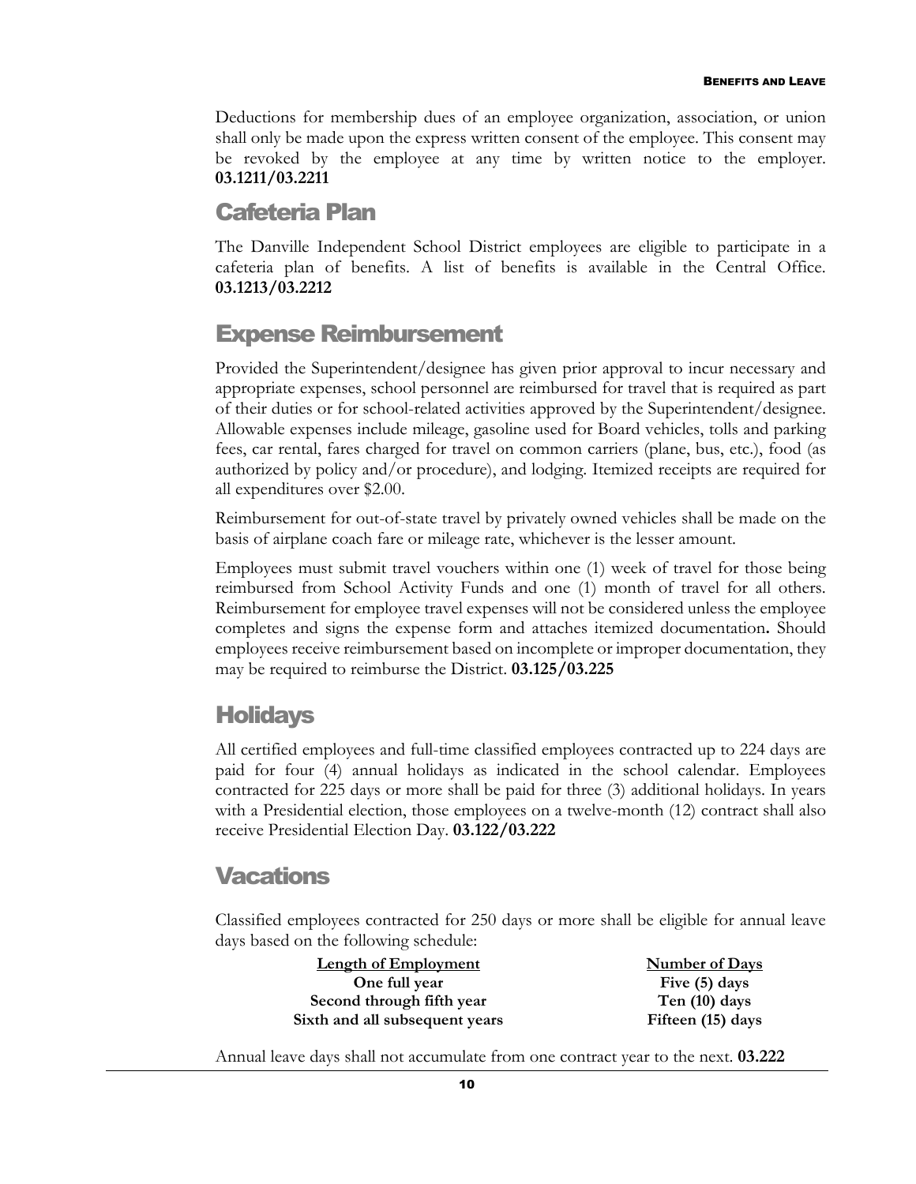Deductions for membership dues of an employee organization, association, or union shall only be made upon the express written consent of the employee. This consent may be revoked by the employee at any time by written notice to the employer. **03.1211/03.2211**

## Cafeteria Plan

The Danville Independent School District employees are eligible to participate in a cafeteria plan of benefits. A list of benefits is available in the Central Office. **03.1213/03.2212**

## Expense Reimbursement

Provided the Superintendent/designee has given prior approval to incur necessary and appropriate expenses, school personnel are reimbursed for travel that is required as part of their duties or for school-related activities approved by the Superintendent/designee. Allowable expenses include mileage, gasoline used for Board vehicles, tolls and parking fees, car rental, fares charged for travel on common carriers (plane, bus, etc.), food (as authorized by policy and/or procedure), and lodging. Itemized receipts are required for all expenditures over $2.00.

Reimbursement for out-of-state travel by privately owned vehicles shall be made on the basis of airplane coach fare or mileage rate, whichever is the lesser amount.

Employees must submit travel vouchers within one (1) week of travel for those being reimbursed from School Activity Funds and one (1) month of travel for all others. Reimbursement for employee travel expenses will not be considered unless the employee completes and signs the expense form and attaches itemized documentation**.** Should employees receive reimbursement based on incomplete or improper documentation, they may be required to reimburse the District. **03.125/03.225**

## Holidays

All certified employees and full-time classified employees contracted up to 224 days are paid for four (4) annual holidays as indicated in the school calendar. Employees contracted for 225 days or more shall be paid for three (3) additional holidays. In years with a Presidential election, those employees on a twelve-month (12) contract shall also receive Presidential Election Day. **03.122/03.222**

## Vacations

Classified employees contracted for 250 days or more shall be eligible for annual leave days based on the following schedule:

| Length of Employment | Number of Days |
|---|---|
| **One full year** | **Five (5) days** |
| **Second through fifth year** | **Ten (10) days** |
| **Sixth and all subsequent years** | **Fifteen (15) days** |

Annual leave days shall not accumulate from one contract year to the next. **03.222**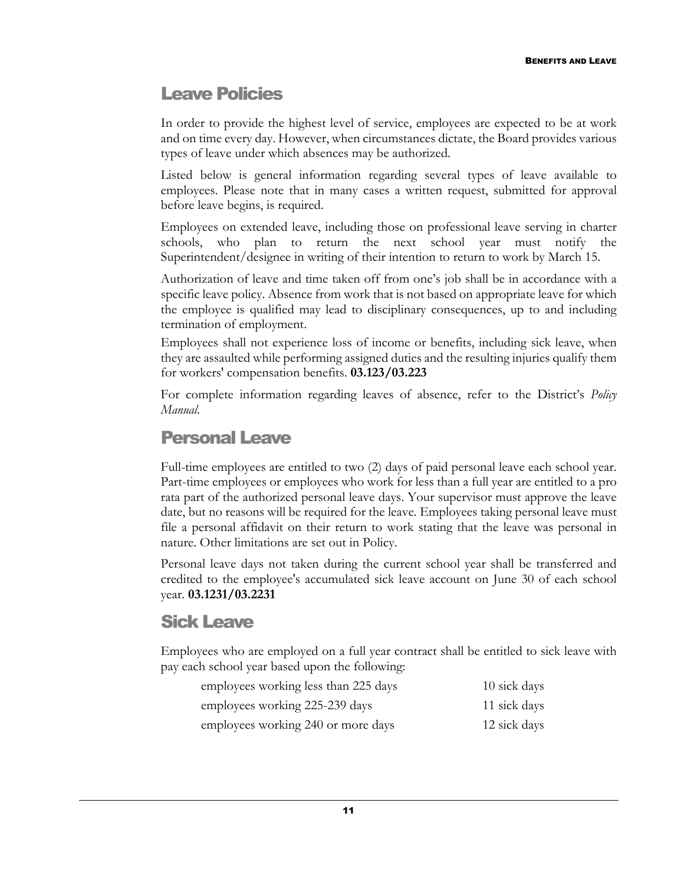## Leave Policies

In order to provide the highest level of service, employees are expected to be at work and on time every day. However, when circumstances dictate, the Board provides various types of leave under which absences may be authorized.

Listed below is general information regarding several types of leave available to employees. Please note that in many cases a written request, submitted for approval before leave begins, is required.

Employees on extended leave, including those on professional leave serving in charter schools, who plan to return the next school year must notify the Superintendent/designee in writing of their intention to return to work by March 15.

Authorization of leave and time taken off from one's job shall be in accordance with a specific leave policy. Absence from work that is not based on appropriate leave for which the employee is qualified may lead to disciplinary consequences, up to and including termination of employment.

Employees shall not experience loss of income or benefits, including sick leave, when they are assaulted while performing assigned duties and the resulting injuries qualify them for workers' compensation benefits. **03.123/03.223**

For complete information regarding leaves of absence, refer to the District's *Policy Manual.*

## Personal Leave

Full-time employees are entitled to two (2) days of paid personal leave each school year. Part-time employees or employees who work for less than a full year are entitled to a pro rata part of the authorized personal leave days. Your supervisor must approve the leave date, but no reasons will be required for the leave. Employees taking personal leave must file a personal affidavit on their return to work stating that the leave was personal in nature. Other limitations are set out in Policy.

Personal leave days not taken during the current school year shall be transferred and credited to the employee's accumulated sick leave account on June 30 of each school year. **03.1231/03.2231**

## Sick Leave

Employees who are employed on a full year contract shall be entitled to sick leave with pay each school year based upon the following:

| | |
|---|---|
| employees working less than 225 days | 10 sick days |
| employees working 225-239 days | 11 sick days |
| employees working 240 or more days | 12 sick days |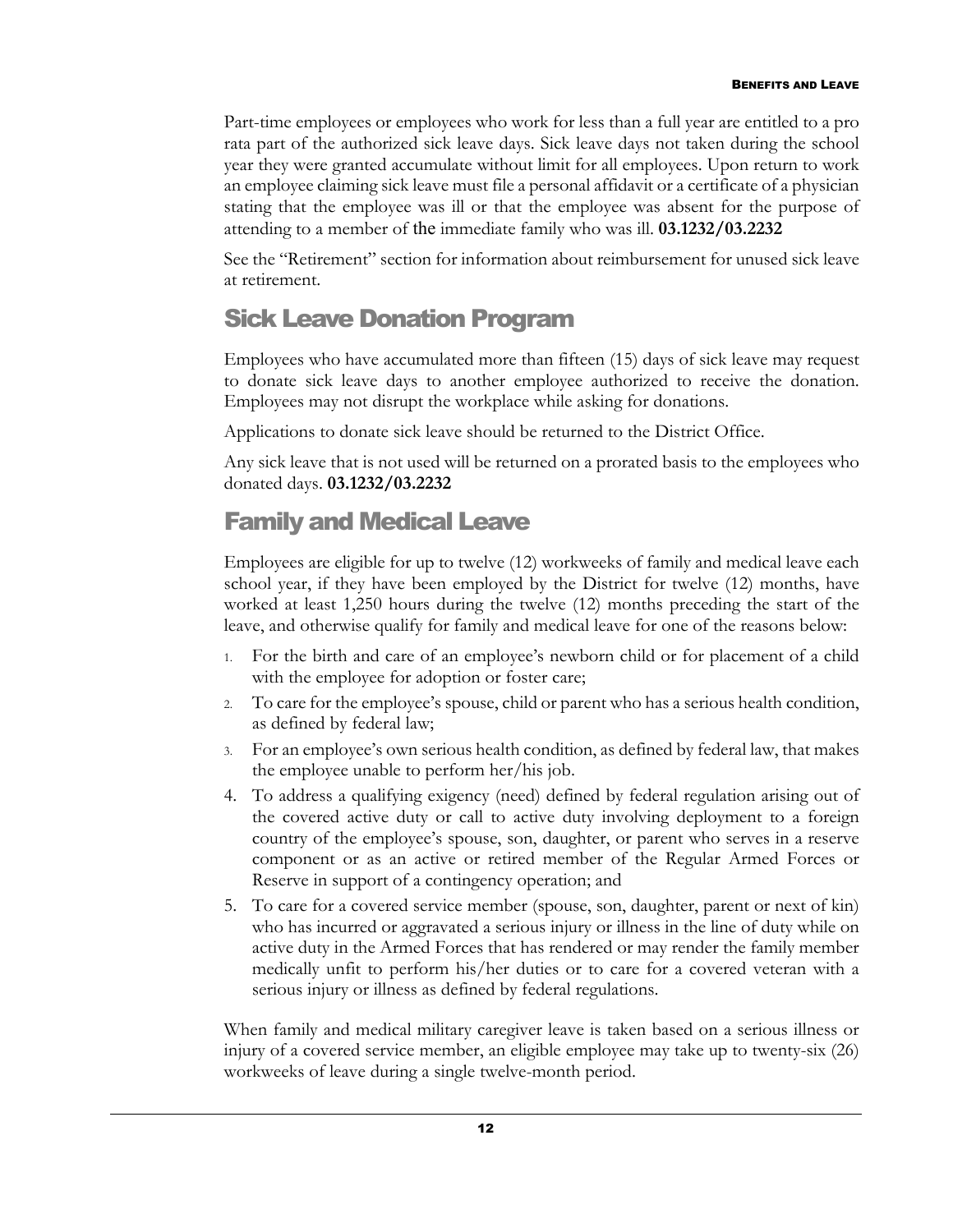Part-time employees or employees who work for less than a full year are entitled to a pro rata part of the authorized sick leave days. Sick leave days not taken during the school year they were granted accumulate without limit for all employees. Upon return to work an employee claiming sick leave must file a personal affidavit or a certificate of a physician stating that the employee was ill or that the employee was absent for the purpose of attending to a member of the immediate family who was ill. **03.1232/03.2232**

See the "Retirement" section for information about reimbursement for unused sick leave at retirement.

## Sick Leave Donation Program

Employees who have accumulated more than fifteen (15) days of sick leave may request to donate sick leave days to another employee authorized to receive the donation. Employees may not disrupt the workplace while asking for donations.

Applications to donate sick leave should be returned to the District Office.

Any sick leave that is not used will be returned on a prorated basis to the employees who donated days. **03.1232/03.2232**

## Family and Medical Leave

Employees are eligible for up to twelve (12) workweeks of family and medical leave each school year, if they have been employed by the District for twelve (12) months, have worked at least 1,250 hours during the twelve (12) months preceding the start of the leave, and otherwise qualify for family and medical leave for one of the reasons below:

1. For the birth and care of an employee's newborn child or for placement of a child with the employee for adoption or foster care;
2. To care for the employee's spouse, child or parent who has a serious health condition, as defined by federal law;
3. For an employee's own serious health condition, as defined by federal law, that makes the employee unable to perform her/his job.
4. To address a qualifying exigency (need) defined by federal regulation arising out of the covered active duty or call to active duty involving deployment to a foreign country of the employee's spouse, son, daughter, or parent who serves in a reserve component or as an active or retired member of the Regular Armed Forces or Reserve in support of a contingency operation; and
5. To care for a covered service member (spouse, son, daughter, parent or next of kin) who has incurred or aggravated a serious injury or illness in the line of duty while on active duty in the Armed Forces that has rendered or may render the family member medically unfit to perform his/her duties or to care for a covered veteran with a serious injury or illness as defined by federal regulations.

When family and medical military caregiver leave is taken based on a serious illness or injury of a covered service member, an eligible employee may take up to twenty-six (26) workweeks of leave during a single twelve-month period.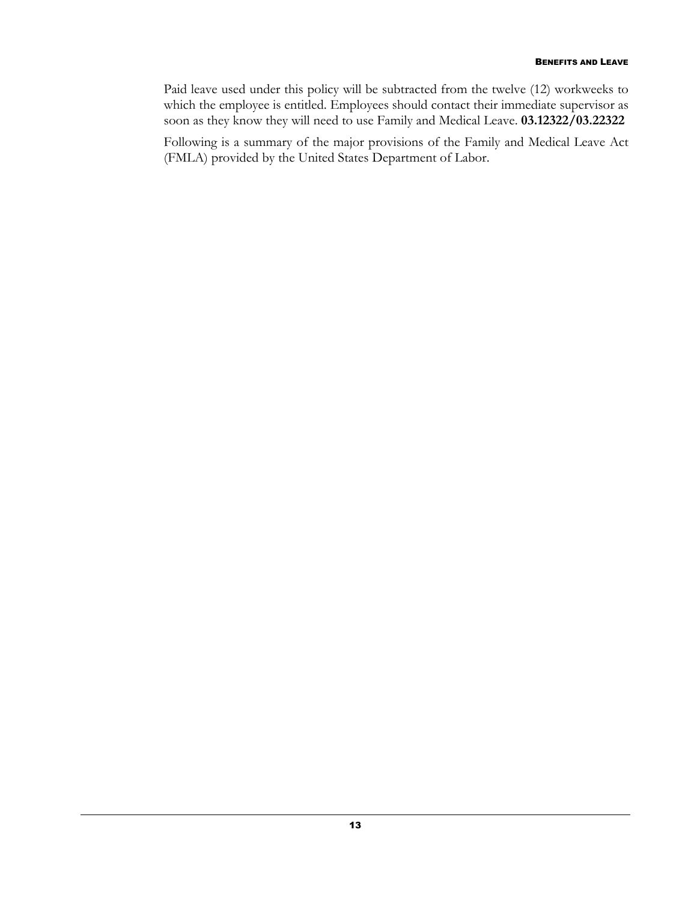Paid leave used under this policy will be subtracted from the twelve (12) workweeks to which the employee is entitled. Employees should contact their immediate supervisor as soon as they know they will need to use Family and Medical Leave. **03.12322/03.22322**

Following is a summary of the major provisions of the Family and Medical Leave Act (FMLA) provided by the United States Department of Labor.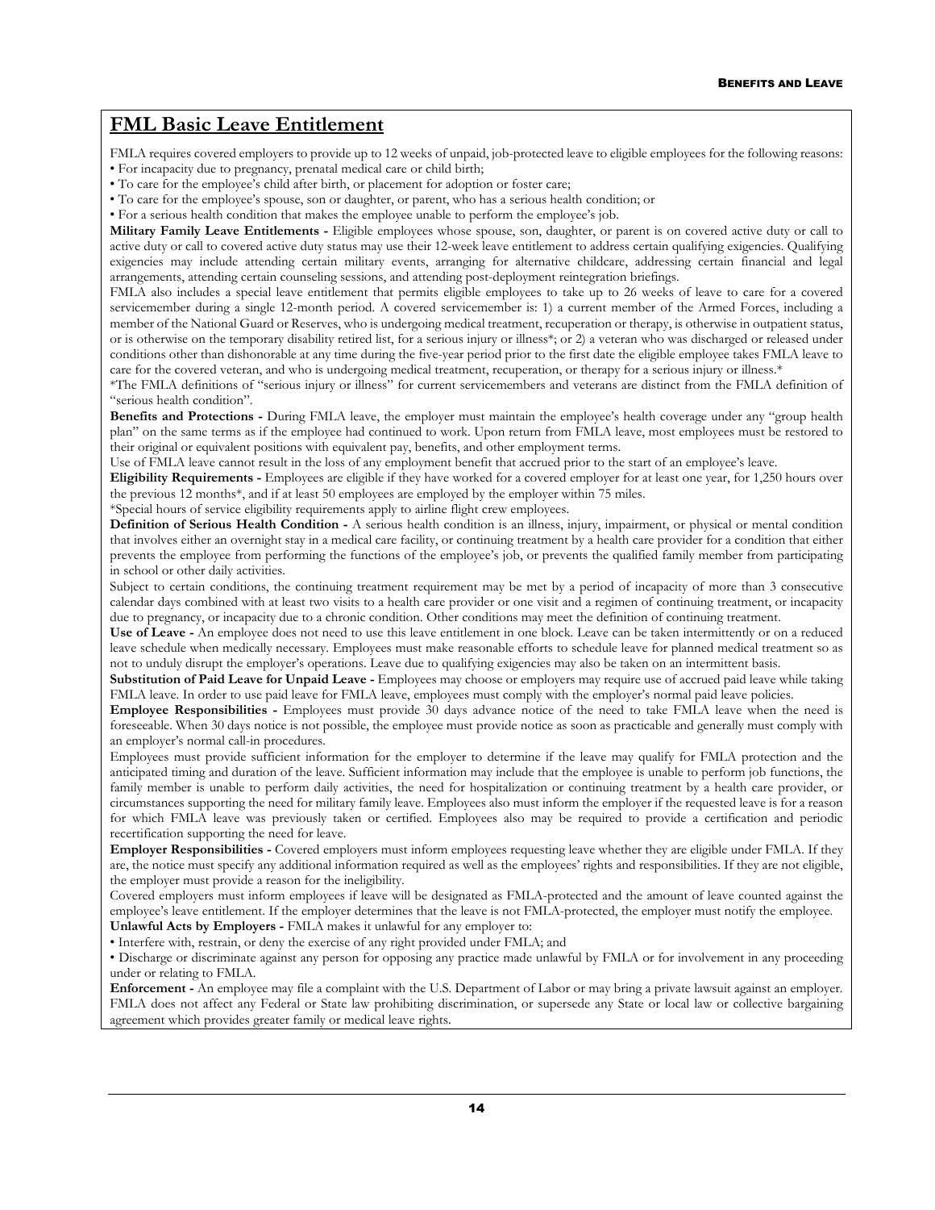## FML Basic Leave Entitlement

FMLA requires covered employers to provide up to 12 weeks of unpaid, job-protected leave to eligible employees for the following reasons:

- For incapacity due to pregnancy, prenatal medical care or child birth;
- To care for the employee's child after birth, or placement for adoption or foster care;
- To care for the employee's spouse, son or daughter, or parent, who has a serious health condition; or
- For a serious health condition that makes the employee unable to perform the employee's job.

**Military Family Leave Entitlements -** Eligible employees whose spouse, son, daughter, or parent is on covered active duty or call to active duty or call to covered active duty status may use their 12-week leave entitlement to address certain qualifying exigencies. Qualifying exigencies may include attending certain military events, arranging for alternative childcare, addressing certain financial and legal arrangements, attending certain counseling sessions, and attending post-deployment reintegration briefings.

FMLA also includes a special leave entitlement that permits eligible employees to take up to 26 weeks of leave to care for a covered servicemember during a single 12-month period. A covered servicemember is: 1) a current member of the Armed Forces, including a member of the National Guard or Reserves, who is undergoing medical treatment, recuperation or therapy, is otherwise in outpatient status, or is otherwise on the temporary disability retired list, for a serious injury or illness*; or 2) a veteran who was discharged or released under conditions other than dishonorable at any time during the five-year period prior to the first date the eligible employee takes FMLA leave to care for the covered veteran, and who is undergoing medical treatment, recuperation, or therapy for a serious injury or illness.*

*The FMLA definitions of "serious injury or illness" for current servicemembers and veterans are distinct from the FMLA definition of "serious health condition".

**Benefits and Protections -** During FMLA leave, the employer must maintain the employee's health coverage under any "group health plan" on the same terms as if the employee had continued to work. Upon return from FMLA leave, most employees must be restored to their original or equivalent positions with equivalent pay, benefits, and other employment terms.

Use of FMLA leave cannot result in the loss of any employment benefit that accrued prior to the start of an employee's leave.

**Eligibility Requirements -** Employees are eligible if they have worked for a covered employer for at least one year, for 1,250 hours over the previous 12 months*, and if at least 50 employees are employed by the employer within 75 miles.

*Special hours of service eligibility requirements apply to airline flight crew employees.

**Definition of Serious Health Condition -** A serious health condition is an illness, injury, impairment, or physical or mental condition that involves either an overnight stay in a medical care facility, or continuing treatment by a health care provider for a condition that either prevents the employee from performing the functions of the employee's job, or prevents the qualified family member from participating in school or other daily activities.

Subject to certain conditions, the continuing treatment requirement may be met by a period of incapacity of more than 3 consecutive calendar days combined with at least two visits to a health care provider or one visit and a regimen of continuing treatment, or incapacity due to pregnancy, or incapacity due to a chronic condition. Other conditions may meet the definition of continuing treatment.

**Use of Leave -** An employee does not need to use this leave entitlement in one block. Leave can be taken intermittently or on a reduced leave schedule when medically necessary. Employees must make reasonable efforts to schedule leave for planned medical treatment so as not to unduly disrupt the employer's operations. Leave due to qualifying exigencies may also be taken on an intermittent basis.

**Substitution of Paid Leave for Unpaid Leave -** Employees may choose or employers may require use of accrued paid leave while taking FMLA leave. In order to use paid leave for FMLA leave, employees must comply with the employer's normal paid leave policies.

**Employee Responsibilities -** Employees must provide 30 days advance notice of the need to take FMLA leave when the need is foreseeable. When 30 days notice is not possible, the employee must provide notice as soon as practicable and generally must comply with an employer's normal call-in procedures.

Employees must provide sufficient information for the employer to determine if the leave may qualify for FMLA protection and the anticipated timing and duration of the leave. Sufficient information may include that the employee is unable to perform job functions, the family member is unable to perform daily activities, the need for hospitalization or continuing treatment by a health care provider, or circumstances supporting the need for military family leave. Employees also must inform the employer if the requested leave is for a reason for which FMLA leave was previously taken or certified. Employees also may be required to provide a certification and periodic recertification supporting the need for leave.

**Employer Responsibilities -** Covered employers must inform employees requesting leave whether they are eligible under FMLA. If they are, the notice must specify any additional information required as well as the employees' rights and responsibilities. If they are not eligible, the employer must provide a reason for the ineligibility.

Covered employers must inform employees if leave will be designated as FMLA-protected and the amount of leave counted against the employee's leave entitlement. If the employer determines that the leave is not FMLA-protected, the employer must notify the employee.

**Unlawful Acts by Employers -** FMLA makes it unlawful for any employer to:

- Interfere with, restrain, or deny the exercise of any right provided under FMLA; and
- Discharge or discriminate against any person for opposing any practice made unlawful by FMLA or for involvement in any proceeding under or relating to FMLA.

**Enforcement -** An employee may file a complaint with the U.S. Department of Labor or may bring a private lawsuit against an employer. FMLA does not affect any Federal or State law prohibiting discrimination, or supersede any State or local law or collective bargaining agreement which provides greater family or medical leave rights.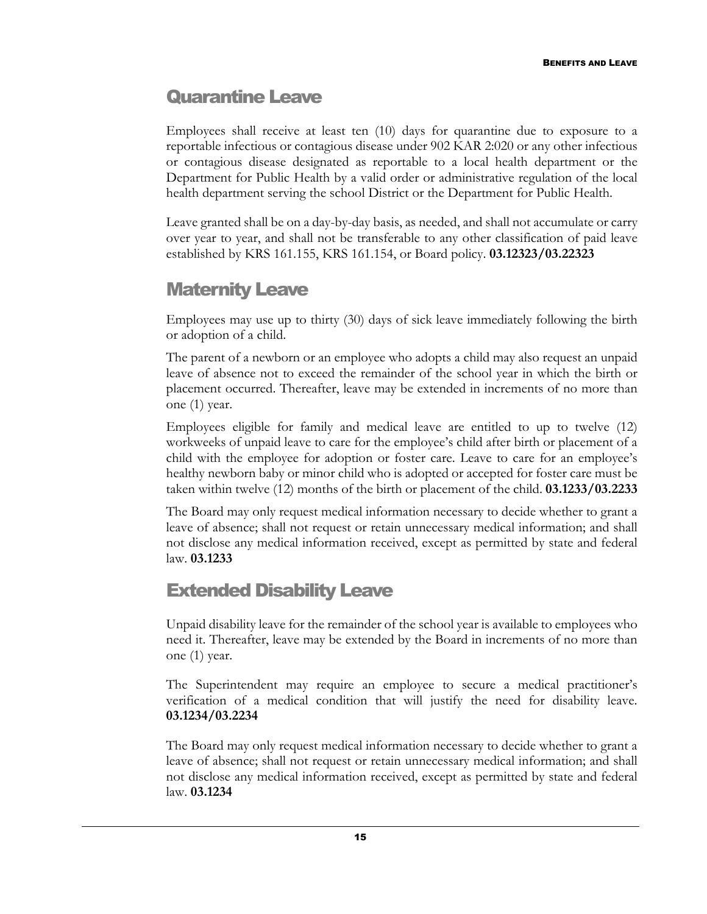## Quarantine Leave

Employees shall receive at least ten (10) days for quarantine due to exposure to a reportable infectious or contagious disease under 902 KAR 2:020 or any other infectious or contagious disease designated as reportable to a local health department or the Department for Public Health by a valid order or administrative regulation of the local health department serving the school District or the Department for Public Health.

Leave granted shall be on a day-by-day basis, as needed, and shall not accumulate or carry over year to year, and shall not be transferable to any other classification of paid leave established by KRS 161.155, KRS 161.154, or Board policy. **03.12323/03.22323**

## Maternity Leave

Employees may use up to thirty (30) days of sick leave immediately following the birth or adoption of a child.

The parent of a newborn or an employee who adopts a child may also request an unpaid leave of absence not to exceed the remainder of the school year in which the birth or placement occurred. Thereafter, leave may be extended in increments of no more than one (1) year.

Employees eligible for family and medical leave are entitled to up to twelve (12) workweeks of unpaid leave to care for the employee's child after birth or placement of a child with the employee for adoption or foster care. Leave to care for an employee's healthy newborn baby or minor child who is adopted or accepted for foster care must be taken within twelve (12) months of the birth or placement of the child. **03.1233/03.2233**

The Board may only request medical information necessary to decide whether to grant a leave of absence; shall not request or retain unnecessary medical information; and shall not disclose any medical information received, except as permitted by state and federal law. **03.1233**

## Extended Disability Leave

Unpaid disability leave for the remainder of the school year is available to employees who need it. Thereafter, leave may be extended by the Board in increments of no more than one (1) year.

The Superintendent may require an employee to secure a medical practitioner's verification of a medical condition that will justify the need for disability leave. **03.1234/03.2234**

The Board may only request medical information necessary to decide whether to grant a leave of absence; shall not request or retain unnecessary medical information; and shall not disclose any medical information received, except as permitted by state and federal law. **03.1234**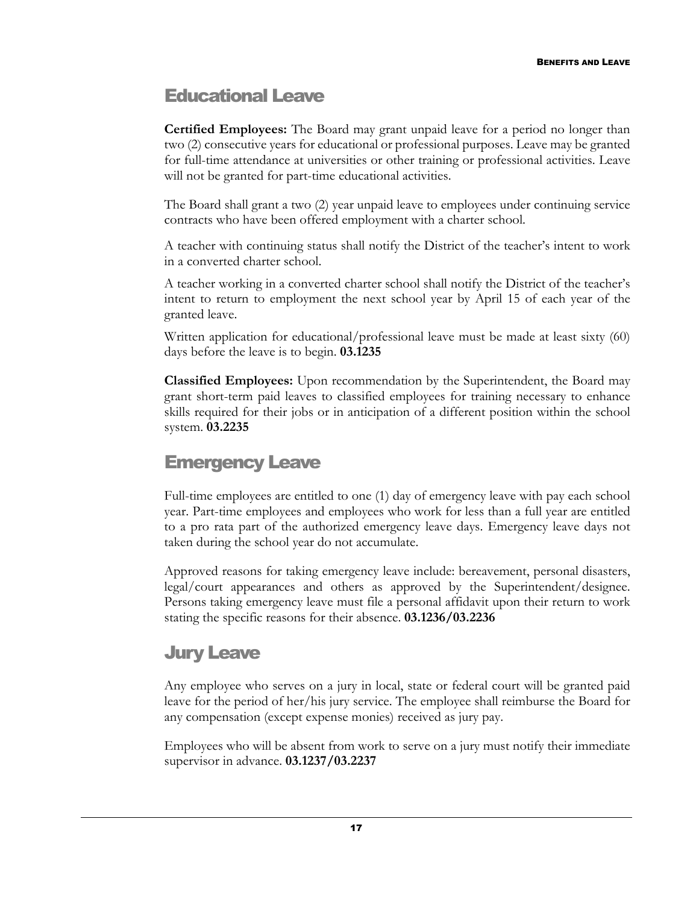## Educational Leave

**Certified Employees:** The Board may grant unpaid leave for a period no longer than two (2) consecutive years for educational or professional purposes. Leave may be granted for full-time attendance at universities or other training or professional activities. Leave will not be granted for part-time educational activities.

The Board shall grant a two (2) year unpaid leave to employees under continuing service contracts who have been offered employment with a charter school.

A teacher with continuing status shall notify the District of the teacher's intent to work in a converted charter school.

A teacher working in a converted charter school shall notify the District of the teacher's intent to return to employment the next school year by April 15 of each year of the granted leave.

Written application for educational/professional leave must be made at least sixty (60) days before the leave is to begin. **03.1235**

**Classified Employees:** Upon recommendation by the Superintendent, the Board may grant short-term paid leaves to classified employees for training necessary to enhance skills required for their jobs or in anticipation of a different position within the school system. **03.2235**

## Emergency Leave

Full-time employees are entitled to one (1) day of emergency leave with pay each school year. Part-time employees and employees who work for less than a full year are entitled to a pro rata part of the authorized emergency leave days. Emergency leave days not taken during the school year do not accumulate.

Approved reasons for taking emergency leave include: bereavement, personal disasters, legal/court appearances and others as approved by the Superintendent/designee. Persons taking emergency leave must file a personal affidavit upon their return to work stating the specific reasons for their absence. **03.1236/03.2236**

## Jury Leave

Any employee who serves on a jury in local, state or federal court will be granted paid leave for the period of her/his jury service. The employee shall reimburse the Board for any compensation (except expense monies) received as jury pay.

Employees who will be absent from work to serve on a jury must notify their immediate supervisor in advance. **03.1237/03.2237**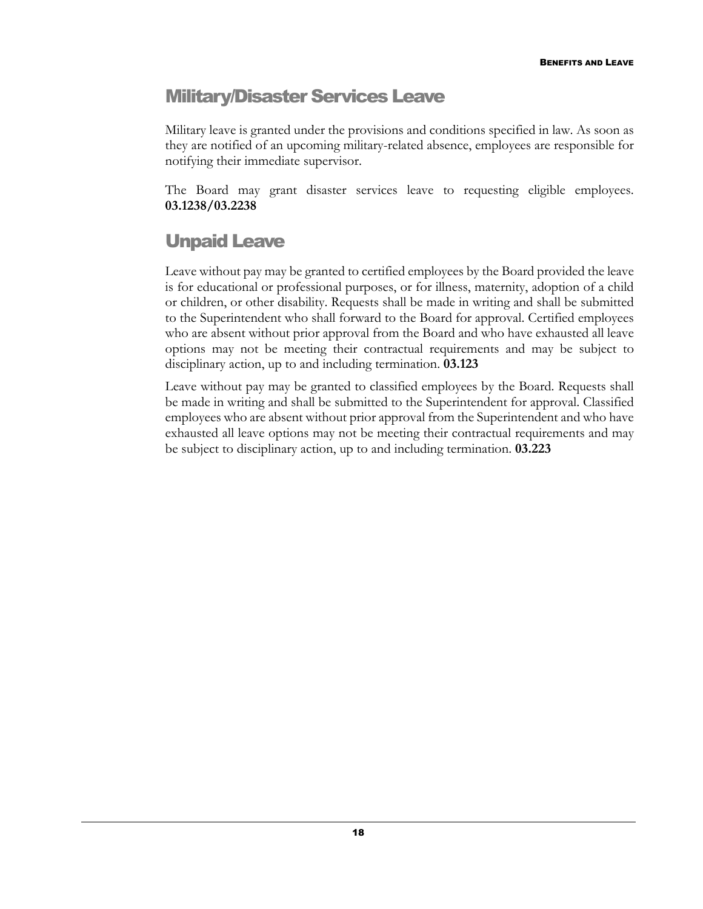## Military/Disaster Services Leave

Military leave is granted under the provisions and conditions specified in law. As soon as they are notified of an upcoming military-related absence, employees are responsible for notifying their immediate supervisor.

The Board may grant disaster services leave to requesting eligible employees. **03.1238/03.2238**

## Unpaid Leave

Leave without pay may be granted to certified employees by the Board provided the leave is for educational or professional purposes, or for illness, maternity, adoption of a child or children, or other disability. Requests shall be made in writing and shall be submitted to the Superintendent who shall forward to the Board for approval. Certified employees who are absent without prior approval from the Board and who have exhausted all leave options may not be meeting their contractual requirements and may be subject to disciplinary action, up to and including termination. **03.123**

Leave without pay may be granted to classified employees by the Board. Requests shall be made in writing and shall be submitted to the Superintendent for approval. Classified employees who are absent without prior approval from the Superintendent and who have exhausted all leave options may not be meeting their contractual requirements and may be subject to disciplinary action, up to and including termination. **03.223**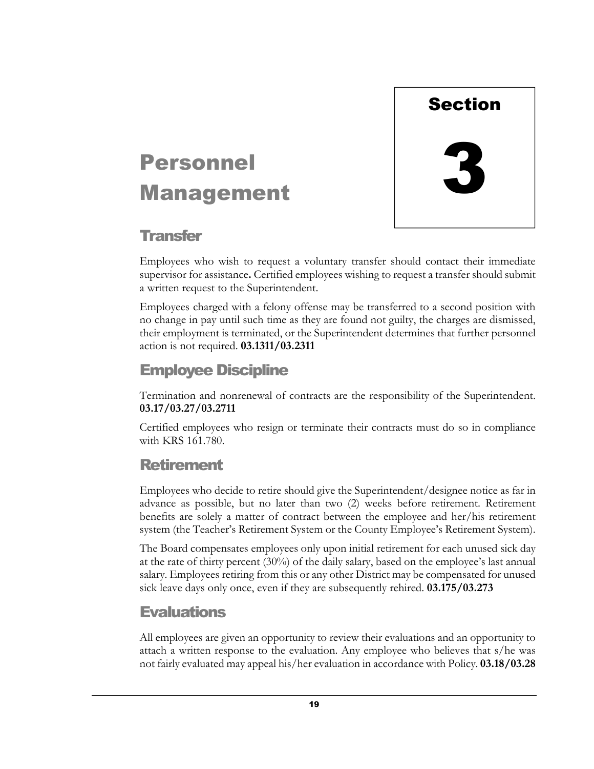Section

# 3

# Personnel Management

## Transfer

Employees who wish to request a voluntary transfer should contact their immediate supervisor for assistance**.** Certified employees wishing to request a transfer should submit a written request to the Superintendent.

Employees charged with a felony offense may be transferred to a second position with no change in pay until such time as they are found not guilty, the charges are dismissed, their employment is terminated, or the Superintendent determines that further personnel action is not required. **03.1311/03.2311**

## Employee Discipline

Termination and nonrenewal of contracts are the responsibility of the Superintendent. **03.17/03.27/03.2711**

Certified employees who resign or terminate their contracts must do so in compliance with KRS 161.780.

## Retirement

Employees who decide to retire should give the Superintendent/designee notice as far in advance as possible, but no later than two (2) weeks before retirement. Retirement benefits are solely a matter of contract between the employee and her/his retirement system (the Teacher's Retirement System or the County Employee's Retirement System).

The Board compensates employees only upon initial retirement for each unused sick day at the rate of thirty percent (30%) of the daily salary, based on the employee's last annual salary. Employees retiring from this or any other District may be compensated for unused sick leave days only once, even if they are subsequently rehired. **03.175/03.273**

## Evaluations

All employees are given an opportunity to review their evaluations and an opportunity to attach a written response to the evaluation. Any employee who believes that s/he was not fairly evaluated may appeal his/her evaluation in accordance with Policy. **03.18/03.28**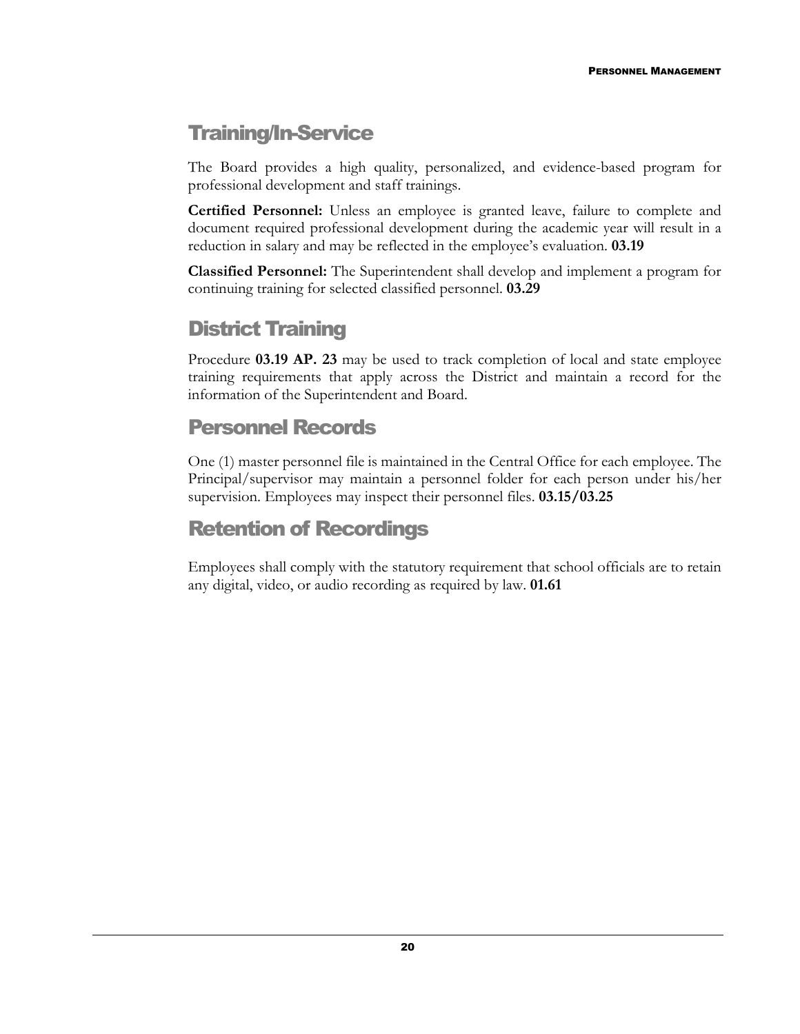## Training/In-Service

The Board provides a high quality, personalized, and evidence-based program for professional development and staff trainings.

**Certified Personnel:** Unless an employee is granted leave, failure to complete and document required professional development during the academic year will result in a reduction in salary and may be reflected in the employee's evaluation. **03.19**

**Classified Personnel:** The Superintendent shall develop and implement a program for continuing training for selected classified personnel. **03.29**

## District Training

Procedure **03.19 AP. 23** may be used to track completion of local and state employee training requirements that apply across the District and maintain a record for the information of the Superintendent and Board.

## Personnel Records

One (1) master personnel file is maintained in the Central Office for each employee. The Principal/supervisor may maintain a personnel folder for each person under his/her supervision. Employees may inspect their personnel files. **03.15/03.25**

## Retention of Recordings

Employees shall comply with the statutory requirement that school officials are to retain any digital, video, or audio recording as required by law. **01.61**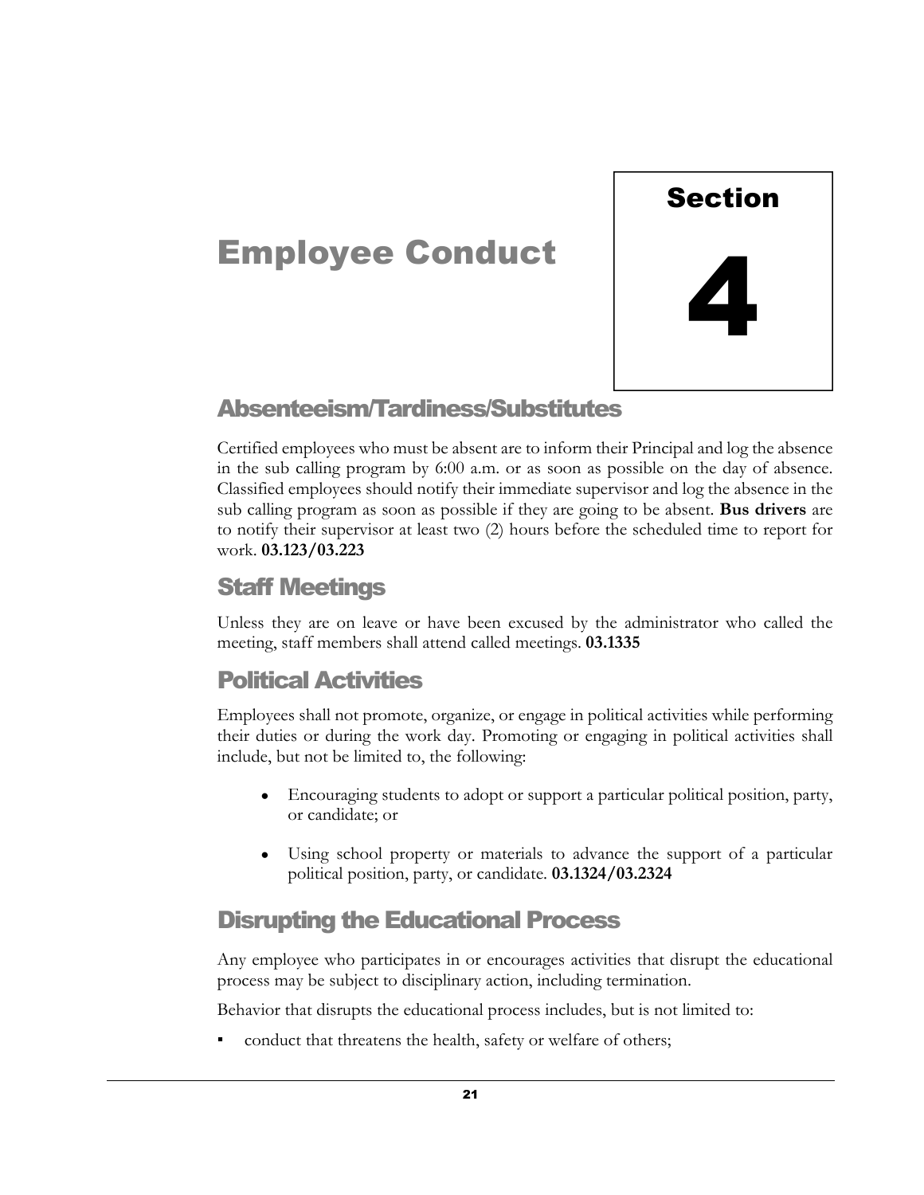# Employee Conduct

**Section 4**

## Absenteeism/Tardiness/Substitutes

Certified employees who must be absent are to inform their Principal and log the absence in the sub calling program by 6:00 a.m. or as soon as possible on the day of absence. Classified employees should notify their immediate supervisor and log the absence in the sub calling program as soon as possible if they are going to be absent. **Bus drivers** are to notify their supervisor at least two (2) hours before the scheduled time to report for work. **03.123/03.223**

## Staff Meetings

Unless they are on leave or have been excused by the administrator who called the meeting, staff members shall attend called meetings. **03.1335**

## Political Activities

Employees shall not promote, organize, or engage in political activities while performing their duties or during the work day. Promoting or engaging in political activities shall include, but not be limited to, the following:

- Encouraging students to adopt or support a particular political position, party, or candidate; or
- Using school property or materials to advance the support of a particular political position, party, or candidate. **03.1324/03.2324**

## Disrupting the Educational Process

Any employee who participates in or encourages activities that disrupt the educational process may be subject to disciplinary action, including termination.

Behavior that disrupts the educational process includes, but is not limited to:

- conduct that threatens the health, safety or welfare of others;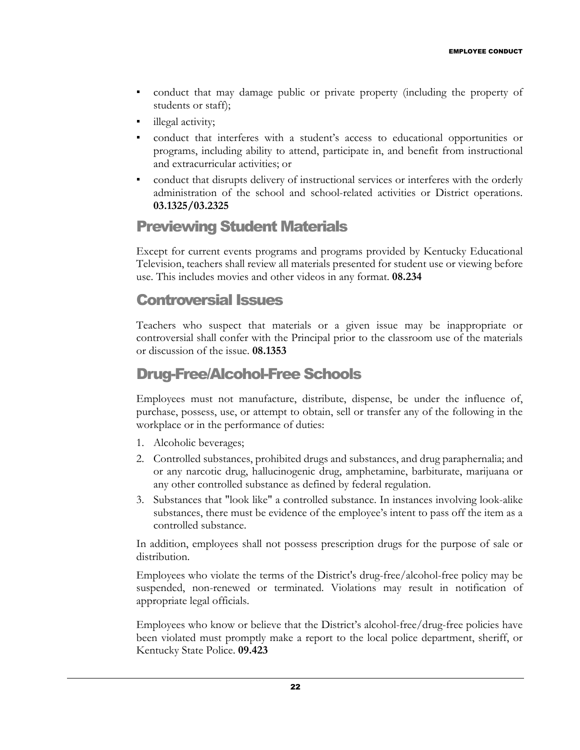- conduct that may damage public or private property (including the property of students or staff);
- illegal activity;
- conduct that interferes with a student's access to educational opportunities or programs, including ability to attend, participate in, and benefit from instructional and extracurricular activities; or
- conduct that disrupts delivery of instructional services or interferes with the orderly administration of the school and school-related activities or District operations. **03.1325/03.2325**

## Previewing Student Materials

Except for current events programs and programs provided by Kentucky Educational Television, teachers shall review all materials presented for student use or viewing before use. This includes movies and other videos in any format. **08.234**

## Controversial Issues

Teachers who suspect that materials or a given issue may be inappropriate or controversial shall confer with the Principal prior to the classroom use of the materials or discussion of the issue. **08.1353**

## Drug-Free/Alcohol-Free Schools

Employees must not manufacture, distribute, dispense, be under the influence of, purchase, possess, use, or attempt to obtain, sell or transfer any of the following in the workplace or in the performance of duties:

1. Alcoholic beverages;
2. Controlled substances, prohibited drugs and substances, and drug paraphernalia; and or any narcotic drug, hallucinogenic drug, amphetamine, barbiturate, marijuana or any other controlled substance as defined by federal regulation.
3. Substances that "look like" a controlled substance. In instances involving look-alike substances, there must be evidence of the employee's intent to pass off the item as a controlled substance.

In addition, employees shall not possess prescription drugs for the purpose of sale or distribution.

Employees who violate the terms of the District's drug-free/alcohol-free policy may be suspended, non-renewed or terminated. Violations may result in notification of appropriate legal officials.

Employees who know or believe that the District's alcohol-free/drug-free policies have been violated must promptly make a report to the local police department, sheriff, or Kentucky State Police. **09.423**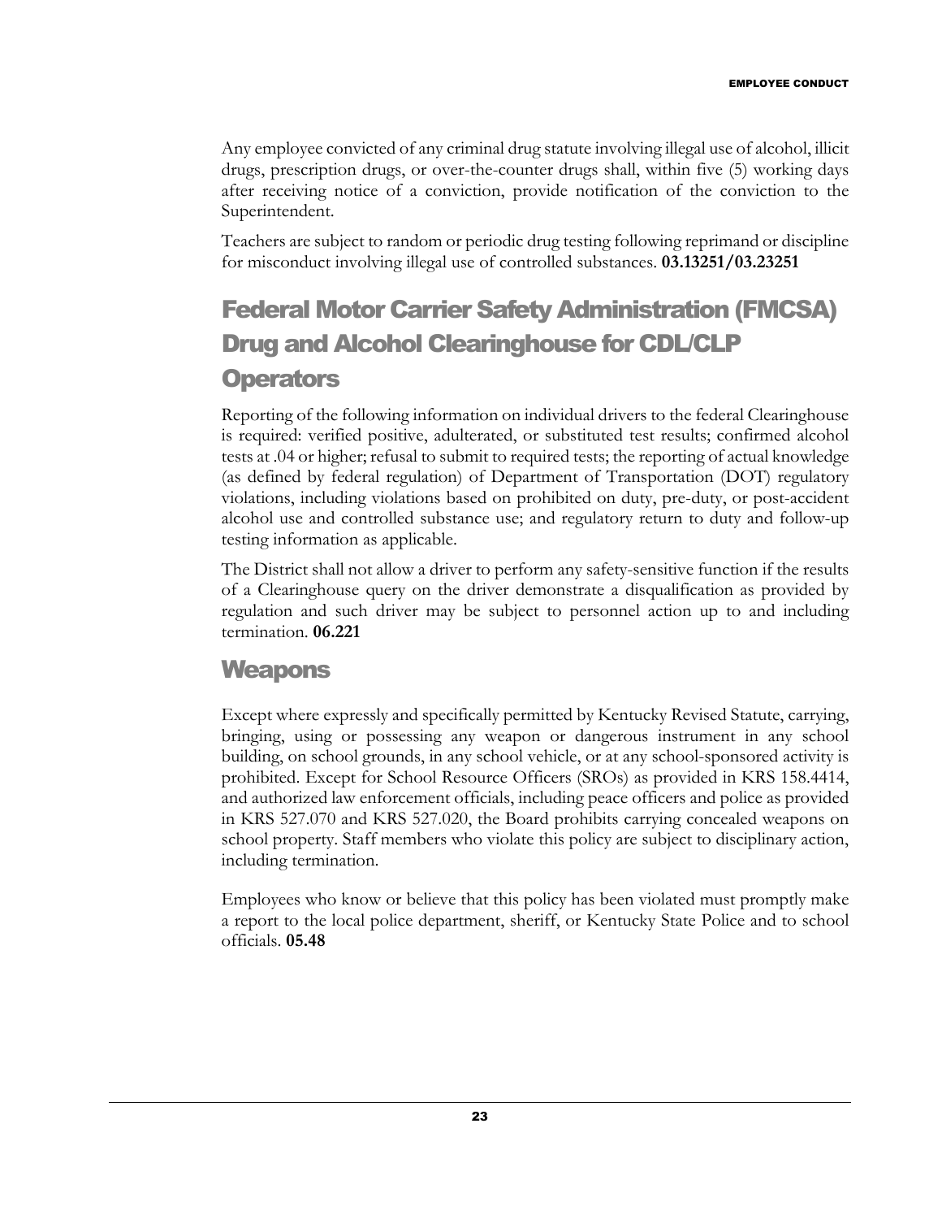Any employee convicted of any criminal drug statute involving illegal use of alcohol, illicit drugs, prescription drugs, or over-the-counter drugs shall, within five (5) working days after receiving notice of a conviction, provide notification of the conviction to the Superintendent.

Teachers are subject to random or periodic drug testing following reprimand or discipline for misconduct involving illegal use of controlled substances. **03.13251/03.23251**

## Federal Motor Carrier Safety Administration (FMCSA) Drug and Alcohol Clearinghouse for CDL/CLP Operators

Reporting of the following information on individual drivers to the federal Clearinghouse is required: verified positive, adulterated, or substituted test results; confirmed alcohol tests at .04 or higher; refusal to submit to required tests; the reporting of actual knowledge (as defined by federal regulation) of Department of Transportation (DOT) regulatory violations, including violations based on prohibited on duty, pre-duty, or post-accident alcohol use and controlled substance use; and regulatory return to duty and follow-up testing information as applicable.

The District shall not allow a driver to perform any safety-sensitive function if the results of a Clearinghouse query on the driver demonstrate a disqualification as provided by regulation and such driver may be subject to personnel action up to and including termination. **06.221**

## Weapons

Except where expressly and specifically permitted by Kentucky Revised Statute, carrying, bringing, using or possessing any weapon or dangerous instrument in any school building, on school grounds, in any school vehicle, or at any school-sponsored activity is prohibited. Except for School Resource Officers (SROs) as provided in KRS 158.4414, and authorized law enforcement officials, including peace officers and police as provided in KRS 527.070 and KRS 527.020, the Board prohibits carrying concealed weapons on school property. Staff members who violate this policy are subject to disciplinary action, including termination.

Employees who know or believe that this policy has been violated must promptly make a report to the local police department, sheriff, or Kentucky State Police and to school officials. **05.48**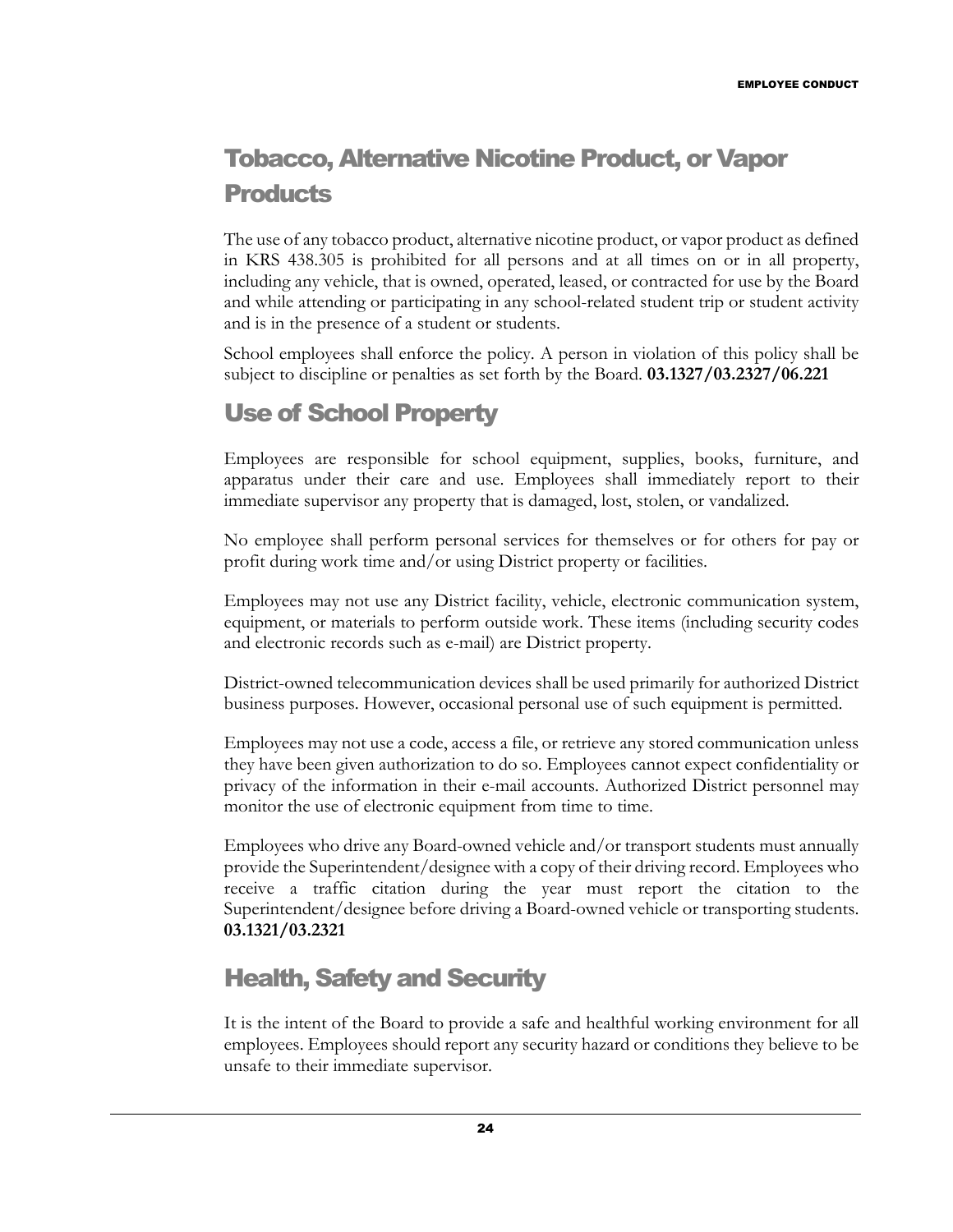## Tobacco, Alternative Nicotine Product, or Vapor Products

The use of any tobacco product, alternative nicotine product, or vapor product as defined in KRS 438.305 is prohibited for all persons and at all times on or in all property, including any vehicle, that is owned, operated, leased, or contracted for use by the Board and while attending or participating in any school-related student trip or student activity and is in the presence of a student or students.

School employees shall enforce the policy. A person in violation of this policy shall be subject to discipline or penalties as set forth by the Board. **03.1327/03.2327/06.221**

## Use of School Property

Employees are responsible for school equipment, supplies, books, furniture, and apparatus under their care and use. Employees shall immediately report to their immediate supervisor any property that is damaged, lost, stolen, or vandalized.

No employee shall perform personal services for themselves or for others for pay or profit during work time and/or using District property or facilities.

Employees may not use any District facility, vehicle, electronic communication system, equipment, or materials to perform outside work. These items (including security codes and electronic records such as e-mail) are District property.

District-owned telecommunication devices shall be used primarily for authorized District business purposes. However, occasional personal use of such equipment is permitted.

Employees may not use a code, access a file, or retrieve any stored communication unless they have been given authorization to do so. Employees cannot expect confidentiality or privacy of the information in their e-mail accounts. Authorized District personnel may monitor the use of electronic equipment from time to time.

Employees who drive any Board-owned vehicle and/or transport students must annually provide the Superintendent/designee with a copy of their driving record. Employees who receive a traffic citation during the year must report the citation to the Superintendent/designee before driving a Board-owned vehicle or transporting students. **03.1321/03.2321**

## Health, Safety and Security

It is the intent of the Board to provide a safe and healthful working environment for all employees. Employees should report any security hazard or conditions they believe to be unsafe to their immediate supervisor.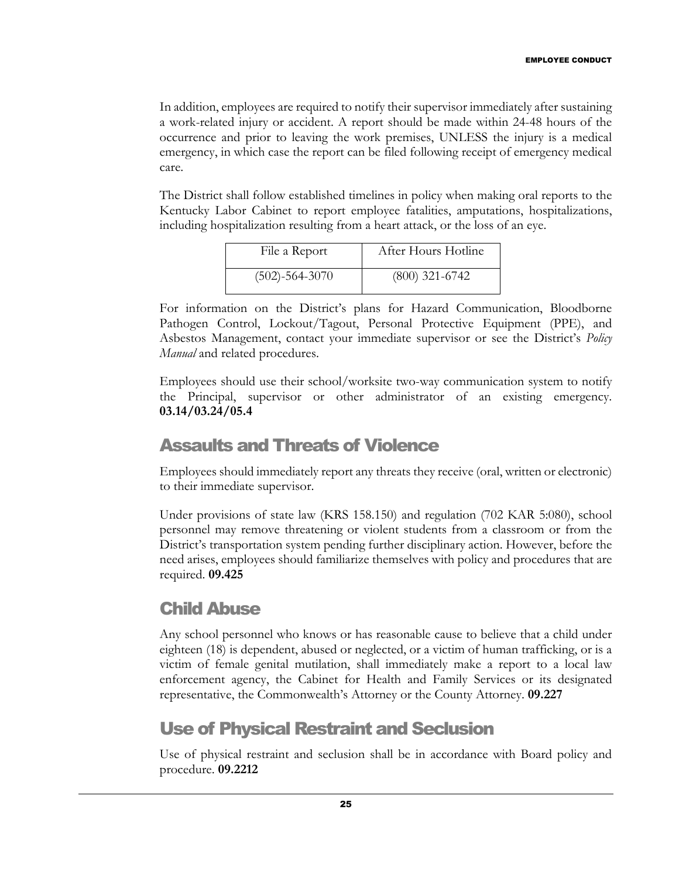In addition, employees are required to notify their supervisor immediately after sustaining a work-related injury or accident. A report should be made within 24-48 hours of the occurrence and prior to leaving the work premises, UNLESS the injury is a medical emergency, in which case the report can be filed following receipt of emergency medical care.

The District shall follow established timelines in policy when making oral reports to the Kentucky Labor Cabinet to report employee fatalities, amputations, hospitalizations, including hospitalization resulting from a heart attack, or the loss of an eye.

| File a Report | After Hours Hotline |
| --- | --- |
| (502)-564-3070 | (800) 321-6742 |

For information on the District's plans for Hazard Communication, Bloodborne Pathogen Control, Lockout/Tagout, Personal Protective Equipment (PPE), and Asbestos Management, contact your immediate supervisor or see the District's *Policy Manual* and related procedures.

Employees should use their school/worksite two-way communication system to notify the Principal, supervisor or other administrator of an existing emergency. **03.14/03.24/05.4**

## Assaults and Threats of Violence

Employees should immediately report any threats they receive (oral, written or electronic) to their immediate supervisor.

Under provisions of state law (KRS 158.150) and regulation (702 KAR 5:080), school personnel may remove threatening or violent students from a classroom or from the District's transportation system pending further disciplinary action. However, before the need arises, employees should familiarize themselves with policy and procedures that are required. **09.425**

## Child Abuse

Any school personnel who knows or has reasonable cause to believe that a child under eighteen (18) is dependent, abused or neglected, or a victim of human trafficking, or is a victim of female genital mutilation, shall immediately make a report to a local law enforcement agency, the Cabinet for Health and Family Services or its designated representative, the Commonwealth's Attorney or the County Attorney. **09.227**

## Use of Physical Restraint and Seclusion

Use of physical restraint and seclusion shall be in accordance with Board policy and procedure. **09.2212**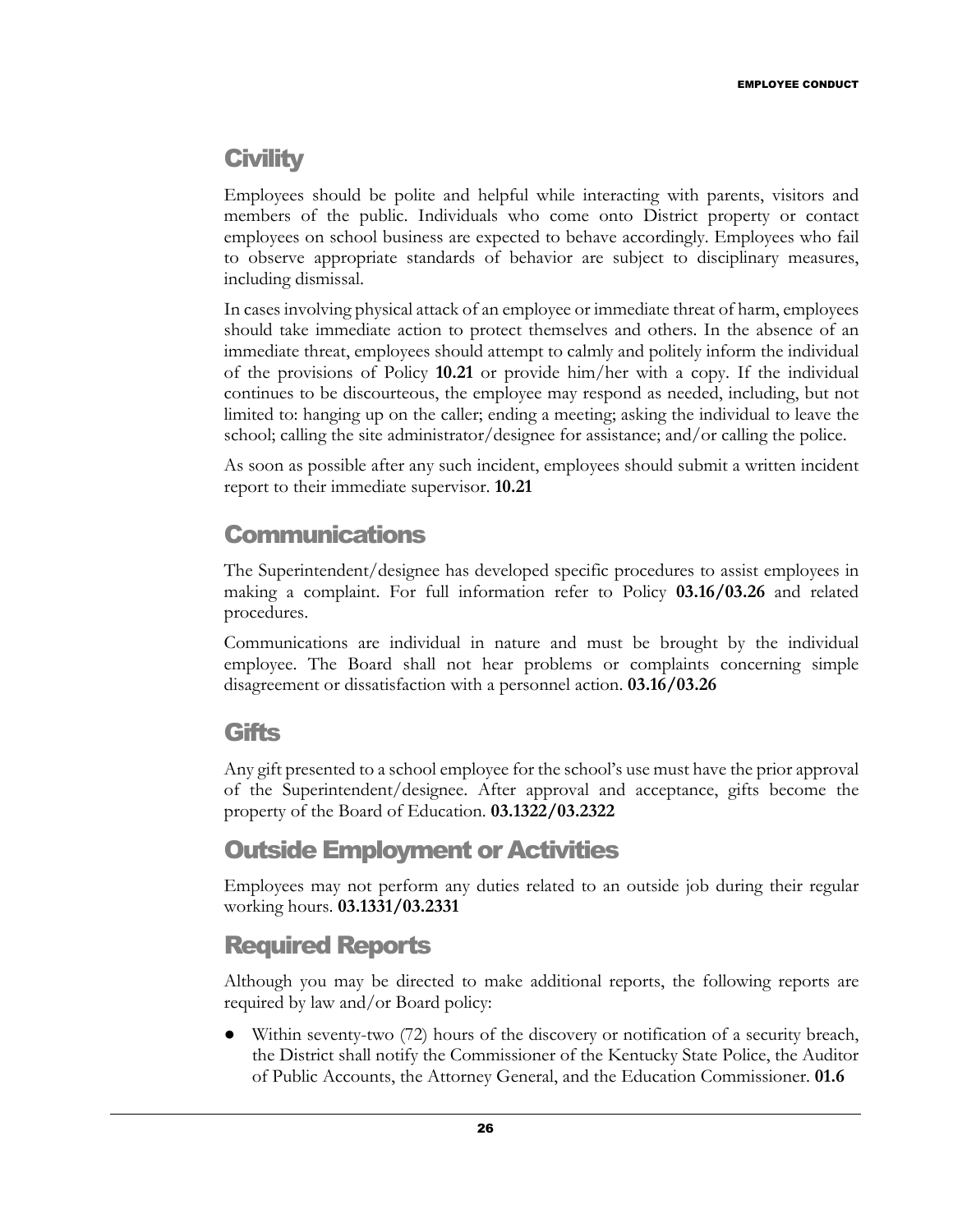## Civility

Employees should be polite and helpful while interacting with parents, visitors and members of the public. Individuals who come onto District property or contact employees on school business are expected to behave accordingly. Employees who fail to observe appropriate standards of behavior are subject to disciplinary measures, including dismissal.

In cases involving physical attack of an employee or immediate threat of harm, employees should take immediate action to protect themselves and others. In the absence of an immediate threat, employees should attempt to calmly and politely inform the individual of the provisions of Policy **10.21** or provide him/her with a copy. If the individual continues to be discourteous, the employee may respond as needed, including, but not limited to: hanging up on the caller; ending a meeting; asking the individual to leave the school; calling the site administrator/designee for assistance; and/or calling the police.

As soon as possible after any such incident, employees should submit a written incident report to their immediate supervisor. **10.21**

## Communications

The Superintendent/designee has developed specific procedures to assist employees in making a complaint. For full information refer to Policy **03.16/03.26** and related procedures.

Communications are individual in nature and must be brought by the individual employee. The Board shall not hear problems or complaints concerning simple disagreement or dissatisfaction with a personnel action. **03.16/03.26**

## Gifts

Any gift presented to a school employee for the school's use must have the prior approval of the Superintendent/designee. After approval and acceptance, gifts become the property of the Board of Education. **03.1322/03.2322**

## Outside Employment or Activities

Employees may not perform any duties related to an outside job during their regular working hours. **03.1331/03.2331**

## Required Reports

Although you may be directed to make additional reports, the following reports are required by law and/or Board policy:

- Within seventy-two (72) hours of the discovery or notification of a security breach, the District shall notify the Commissioner of the Kentucky State Police, the Auditor of Public Accounts, the Attorney General, and the Education Commissioner. **01.6**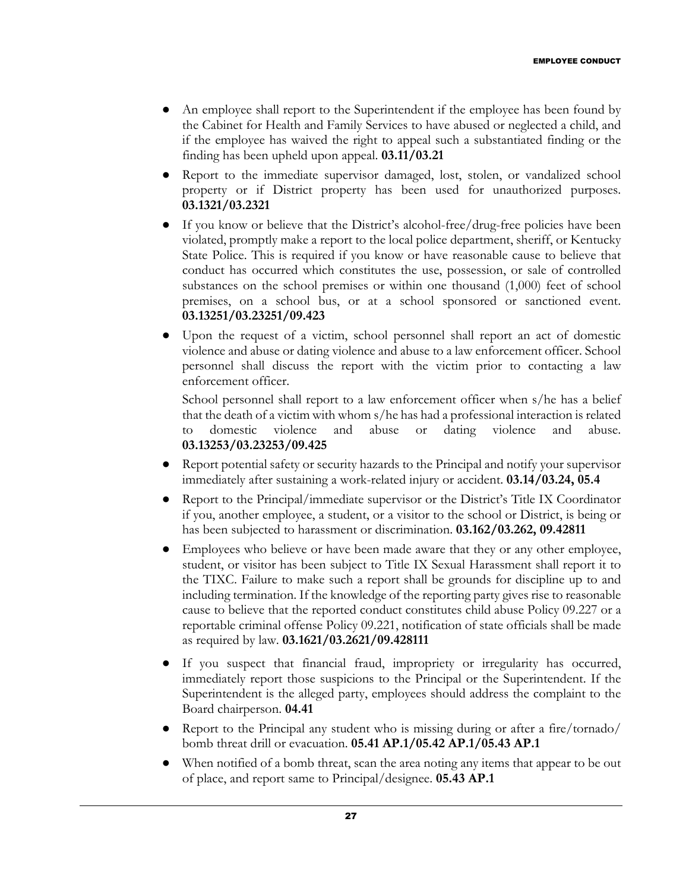- An employee shall report to the Superintendent if the employee has been found by the Cabinet for Health and Family Services to have abused or neglected a child, and if the employee has waived the right to appeal such a substantiated finding or the finding has been upheld upon appeal. **03.11/03.21**
- Report to the immediate supervisor damaged, lost, stolen, or vandalized school property or if District property has been used for unauthorized purposes. **03.1321/03.2321**
- If you know or believe that the District's alcohol-free/drug-free policies have been violated, promptly make a report to the local police department, sheriff, or Kentucky State Police. This is required if you know or have reasonable cause to believe that conduct has occurred which constitutes the use, possession, or sale of controlled substances on the school premises or within one thousand (1,000) feet of school premises, on a school bus, or at a school sponsored or sanctioned event. **03.13251/03.23251/09.423**
- Upon the request of a victim, school personnel shall report an act of domestic violence and abuse or dating violence and abuse to a law enforcement officer. School personnel shall discuss the report with the victim prior to contacting a law enforcement officer.

  School personnel shall report to a law enforcement officer when s/he has a belief that the death of a victim with whom s/he has had a professional interaction is related to domestic violence and abuse or dating violence and abuse. **03.13253/03.23253/09.425**
- Report potential safety or security hazards to the Principal and notify your supervisor immediately after sustaining a work-related injury or accident. **03.14/03.24, 05.4**
- Report to the Principal/immediate supervisor or the District's Title IX Coordinator if you, another employee, a student, or a visitor to the school or District, is being or has been subjected to harassment or discrimination. **03.162/03.262, 09.42811**
- Employees who believe or have been made aware that they or any other employee, student, or visitor has been subject to Title IX Sexual Harassment shall report it to the TIXC. Failure to make such a report shall be grounds for discipline up to and including termination. If the knowledge of the reporting party gives rise to reasonable cause to believe that the reported conduct constitutes child abuse Policy 09.227 or a reportable criminal offense Policy 09.221, notification of state officials shall be made as required by law. **03.1621/03.2621/09.428111**
- If you suspect that financial fraud, impropriety or irregularity has occurred, immediately report those suspicions to the Principal or the Superintendent. If the Superintendent is the alleged party, employees should address the complaint to the Board chairperson. **04.41**
- Report to the Principal any student who is missing during or after a fire/tornado/ bomb threat drill or evacuation. **05.41 AP.1/05.42 AP.1/05.43 AP.1**
- When notified of a bomb threat, scan the area noting any items that appear to be out of place, and report same to Principal/designee. **05.43 AP.1**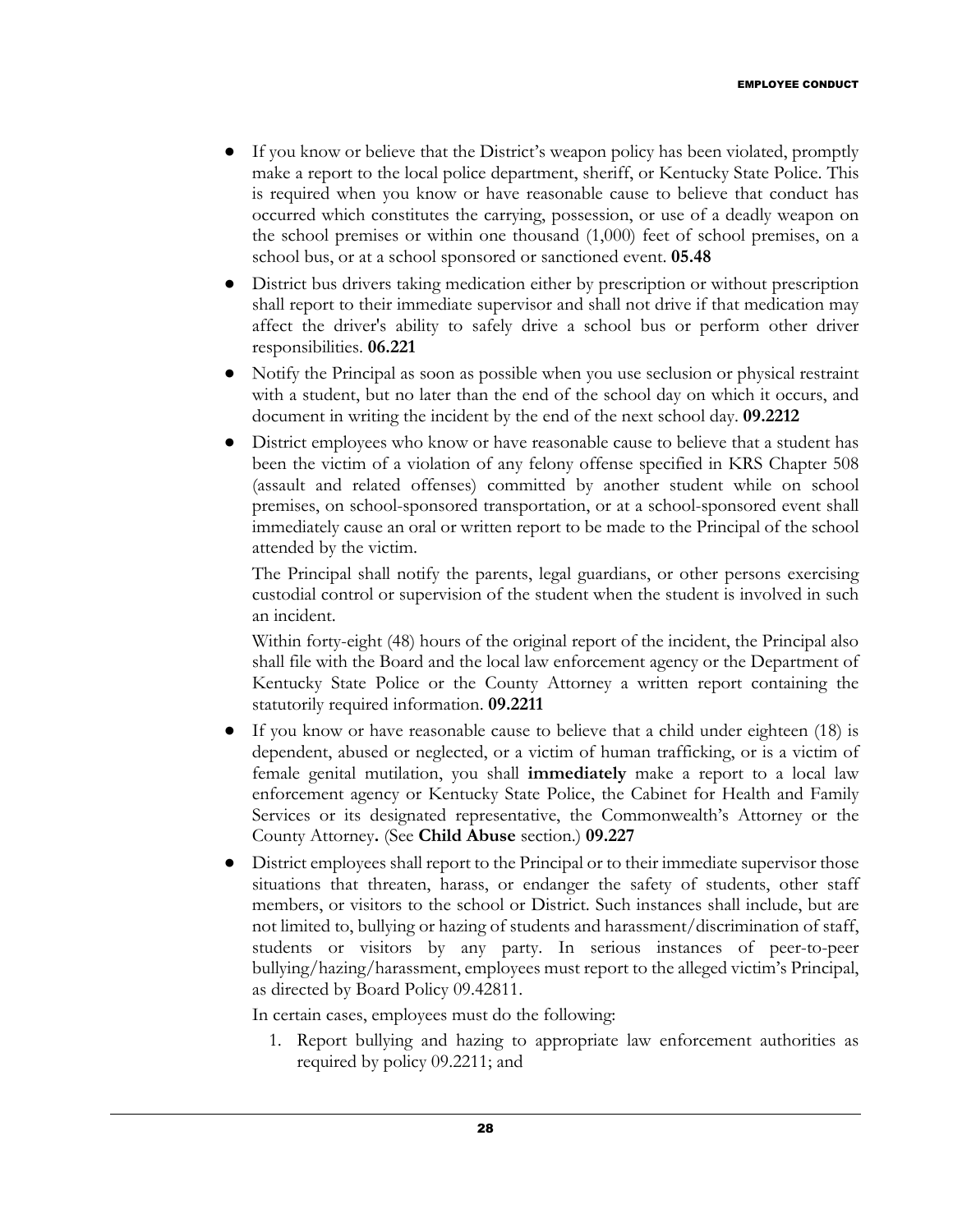- If you know or believe that the District's weapon policy has been violated, promptly make a report to the local police department, sheriff, or Kentucky State Police. This is required when you know or have reasonable cause to believe that conduct has occurred which constitutes the carrying, possession, or use of a deadly weapon on the school premises or within one thousand (1,000) feet of school premises, on a school bus, or at a school sponsored or sanctioned event. **05.48**
- District bus drivers taking medication either by prescription or without prescription shall report to their immediate supervisor and shall not drive if that medication may affect the driver's ability to safely drive a school bus or perform other driver responsibilities. **06.221**
- Notify the Principal as soon as possible when you use seclusion or physical restraint with a student, but no later than the end of the school day on which it occurs, and document in writing the incident by the end of the next school day. **09.2212**
- District employees who know or have reasonable cause to believe that a student has been the victim of a violation of any felony offense specified in KRS Chapter 508 (assault and related offenses) committed by another student while on school premises, on school-sponsored transportation, or at a school-sponsored event shall immediately cause an oral or written report to be made to the Principal of the school attended by the victim.

  The Principal shall notify the parents, legal guardians, or other persons exercising custodial control or supervision of the student when the student is involved in such an incident.

  Within forty-eight (48) hours of the original report of the incident, the Principal also shall file with the Board and the local law enforcement agency or the Department of Kentucky State Police or the County Attorney a written report containing the statutorily required information. **09.2211**
- If you know or have reasonable cause to believe that a child under eighteen (18) is dependent, abused or neglected, or a victim of human trafficking, or is a victim of female genital mutilation, you shall **immediately** make a report to a local law enforcement agency or Kentucky State Police, the Cabinet for Health and Family Services or its designated representative, the Commonwealth's Attorney or the County Attorney**.** (See **Child Abuse** section.) **09.227**
- District employees shall report to the Principal or to their immediate supervisor those situations that threaten, harass, or endanger the safety of students, other staff members, or visitors to the school or District. Such instances shall include, but are not limited to, bullying or hazing of students and harassment/discrimination of staff, students or visitors by any party. In serious instances of peer-to-peer bullying/hazing/harassment, employees must report to the alleged victim's Principal, as directed by Board Policy 09.42811.

  In certain cases, employees must do the following:

  1. Report bullying and hazing to appropriate law enforcement authorities as required by policy 09.2211; and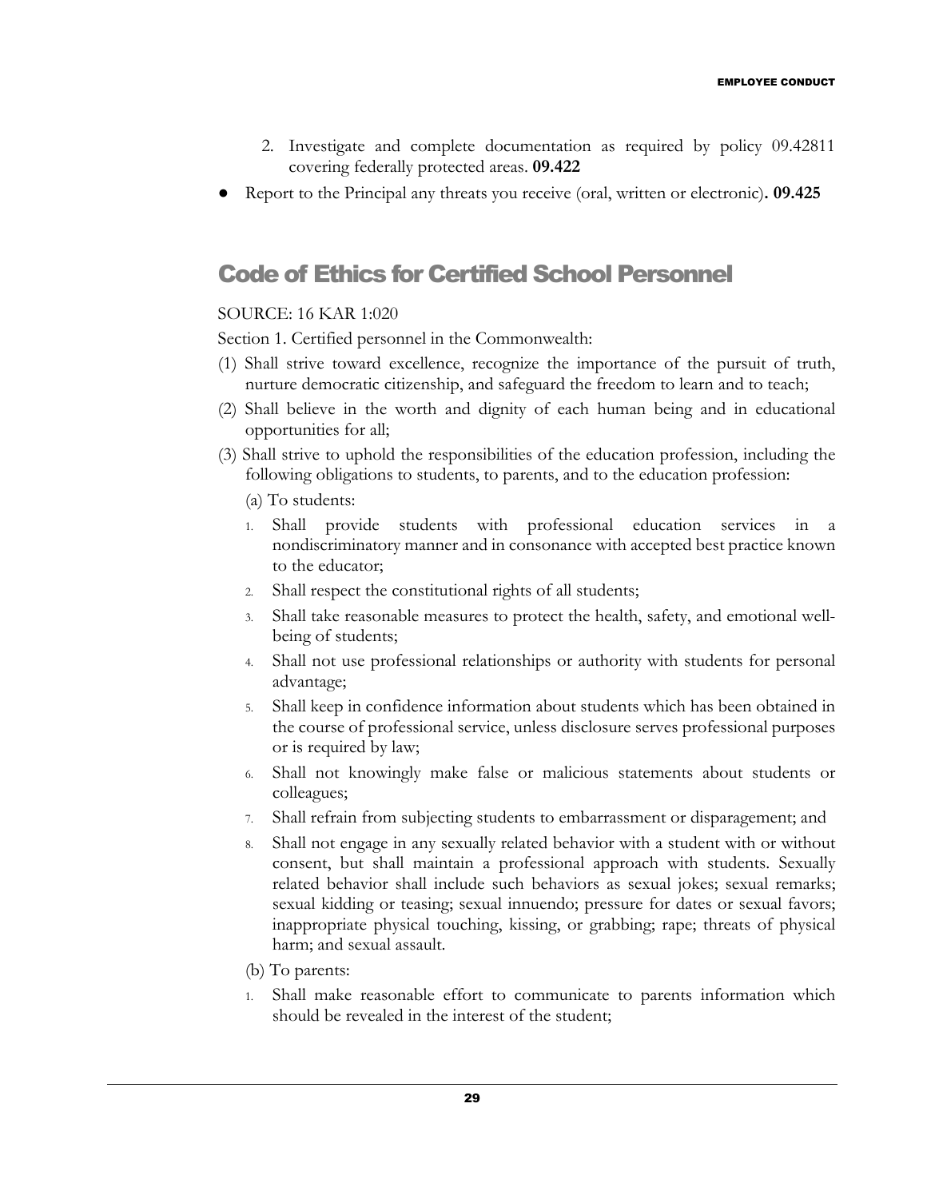2. Investigate and complete documentation as required by policy 09.42811 covering federally protected areas. **09.422**

- Report to the Principal any threats you receive (oral, written or electronic)**. 09.425**

## Code of Ethics for Certified School Personnel

SOURCE: 16 KAR 1:020

Section 1. Certified personnel in the Commonwealth:

(1) Shall strive toward excellence, recognize the importance of the pursuit of truth, nurture democratic citizenship, and safeguard the freedom to learn and to teach;

(2) Shall believe in the worth and dignity of each human being and in educational opportunities for all;

(3) Shall strive to uphold the responsibilities of the education profession, including the following obligations to students, to parents, and to the education profession:

(a) To students:

1. Shall provide students with professional education services in a nondiscriminatory manner and in consonance with accepted best practice known to the educator;
2. Shall respect the constitutional rights of all students;
3. Shall take reasonable measures to protect the health, safety, and emotional well-being of students;
4. Shall not use professional relationships or authority with students for personal advantage;
5. Shall keep in confidence information about students which has been obtained in the course of professional service, unless disclosure serves professional purposes or is required by law;
6. Shall not knowingly make false or malicious statements about students or colleagues;
7. Shall refrain from subjecting students to embarrassment or disparagement; and
8. Shall not engage in any sexually related behavior with a student with or without consent, but shall maintain a professional approach with students. Sexually related behavior shall include such behaviors as sexual jokes; sexual remarks; sexual kidding or teasing; sexual innuendo; pressure for dates or sexual favors; inappropriate physical touching, kissing, or grabbing; rape; threats of physical harm; and sexual assault.

(b) To parents:

1. Shall make reasonable effort to communicate to parents information which should be revealed in the interest of the student;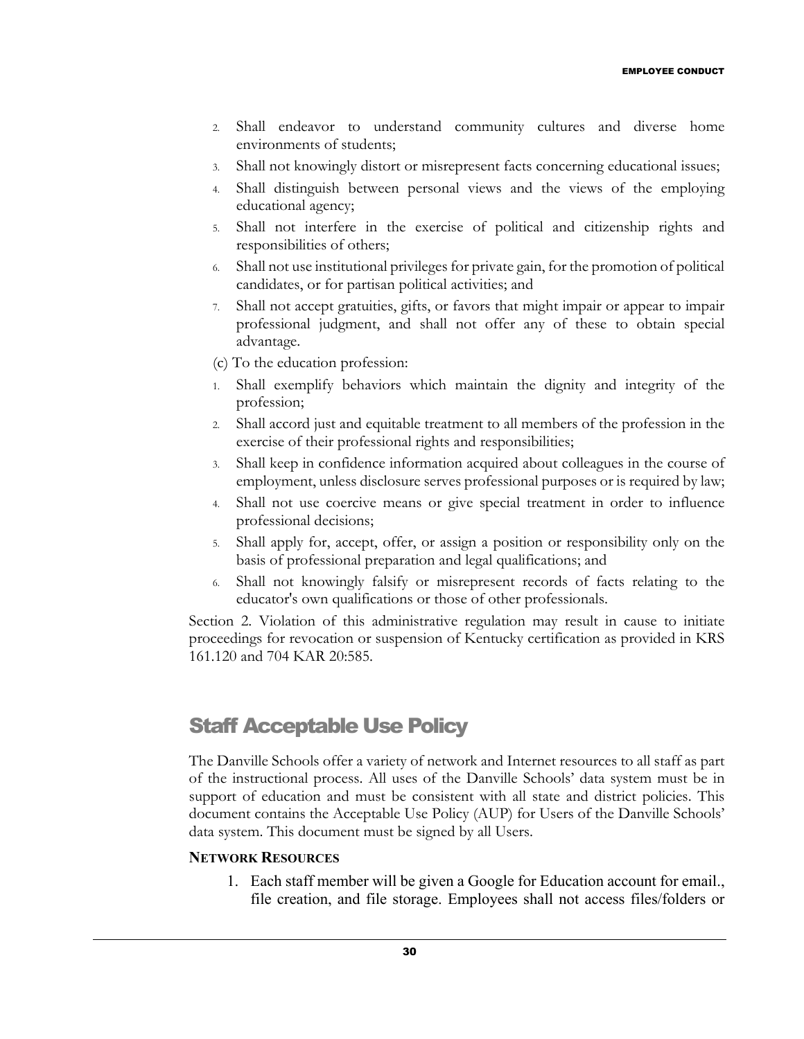2. Shall endeavor to understand community cultures and diverse home environments of students;
3. Shall not knowingly distort or misrepresent facts concerning educational issues;
4. Shall distinguish between personal views and the views of the employing educational agency;
5. Shall not interfere in the exercise of political and citizenship rights and responsibilities of others;
6. Shall not use institutional privileges for private gain, for the promotion of political candidates, or for partisan political activities; and
7. Shall not accept gratuities, gifts, or favors that might impair or appear to impair professional judgment, and shall not offer any of these to obtain special advantage.

(c) To the education profession:

1. Shall exemplify behaviors which maintain the dignity and integrity of the profession;
2. Shall accord just and equitable treatment to all members of the profession in the exercise of their professional rights and responsibilities;
3. Shall keep in confidence information acquired about colleagues in the course of employment, unless disclosure serves professional purposes or is required by law;
4. Shall not use coercive means or give special treatment in order to influence professional decisions;
5. Shall apply for, accept, offer, or assign a position or responsibility only on the basis of professional preparation and legal qualifications; and
6. Shall not knowingly falsify or misrepresent records of facts relating to the educator's own qualifications or those of other professionals.

Section 2. Violation of this administrative regulation may result in cause to initiate proceedings for revocation or suspension of Kentucky certification as provided in KRS 161.120 and 704 KAR 20:585.

## Staff Acceptable Use Policy

The Danville Schools offer a variety of network and Internet resources to all staff as part of the instructional process. All uses of the Danville Schools' data system must be in support of education and must be consistent with all state and district policies. This document contains the Acceptable Use Policy (AUP) for Users of the Danville Schools' data system. This document must be signed by all Users.

**NETWORK RESOURCES**

1. Each staff member will be given a Google for Education account for email., file creation, and file storage. Employees shall not access files/folders or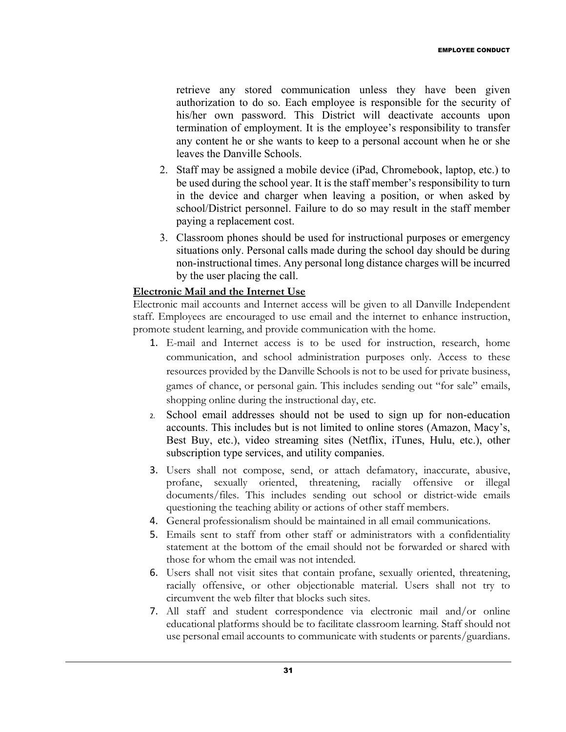retrieve any stored communication unless they have been given authorization to do so. Each employee is responsible for the security of his/her own password. This District will deactivate accounts upon termination of employment. It is the employee's responsibility to transfer any content he or she wants to keep to a personal account when he or she leaves the Danville Schools.

2. Staff may be assigned a mobile device (iPad, Chromebook, laptop, etc.) to be used during the school year. It is the staff member's responsibility to turn in the device and charger when leaving a position, or when asked by school/District personnel. Failure to do so may result in the staff member paying a replacement cost.
3. Classroom phones should be used for instructional purposes or emergency situations only. Personal calls made during the school day should be during non-instructional times. Any personal long distance charges will be incurred by the user placing the call.

**Electronic Mail and the Internet Use**

Electronic mail accounts and Internet access will be given to all Danville Independent staff. Employees are encouraged to use email and the internet to enhance instruction, promote student learning, and provide communication with the home.

1. E-mail and Internet access is to be used for instruction, research, home communication, and school administration purposes only. Access to these resources provided by the Danville Schools is not to be used for private business, games of chance, or personal gain. This includes sending out "for sale" emails, shopping online during the instructional day, etc.
2. School email addresses should not be used to sign up for non-education accounts. This includes but is not limited to online stores (Amazon, Macy's, Best Buy, etc.), video streaming sites (Netflix, iTunes, Hulu, etc.), other subscription type services, and utility companies.
3. Users shall not compose, send, or attach defamatory, inaccurate, abusive, profane, sexually oriented, threatening, racially offensive or illegal documents/files. This includes sending out school or district-wide emails questioning the teaching ability or actions of other staff members.
4. General professionalism should be maintained in all email communications.
5. Emails sent to staff from other staff or administrators with a confidentiality statement at the bottom of the email should not be forwarded or shared with those for whom the email was not intended.
6. Users shall not visit sites that contain profane, sexually oriented, threatening, racially offensive, or other objectionable material. Users shall not try to circumvent the web filter that blocks such sites.
7. All staff and student correspondence via electronic mail and/or online educational platforms should be to facilitate classroom learning. Staff should not use personal email accounts to communicate with students or parents/guardians.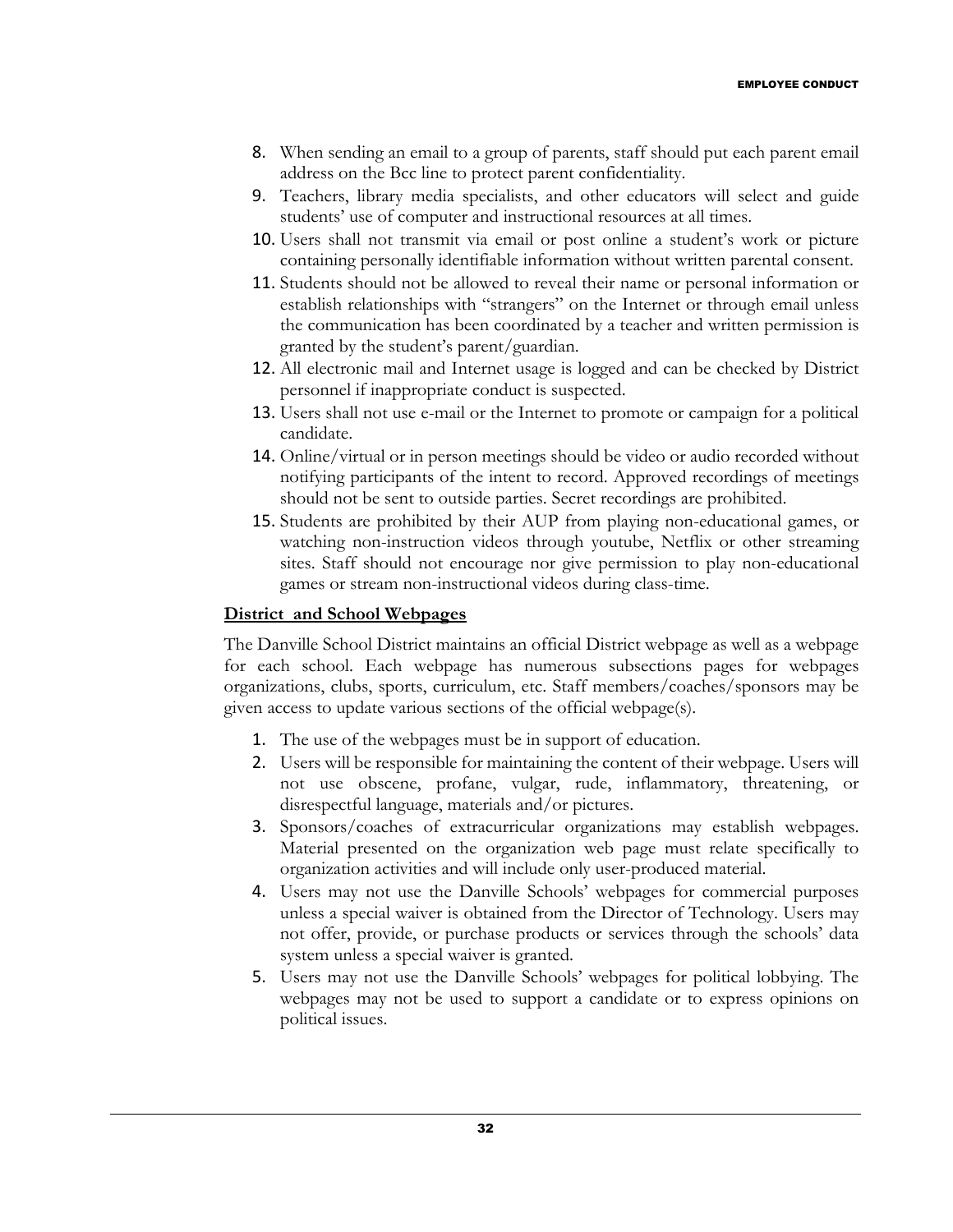8. When sending an email to a group of parents, staff should put each parent email address on the Bcc line to protect parent confidentiality.
9. Teachers, library media specialists, and other educators will select and guide students' use of computer and instructional resources at all times.
10. Users shall not transmit via email or post online a student's work or picture containing personally identifiable information without written parental consent.
11. Students should not be allowed to reveal their name or personal information or establish relationships with "strangers" on the Internet or through email unless the communication has been coordinated by a teacher and written permission is granted by the student's parent/guardian.
12. All electronic mail and Internet usage is logged and can be checked by District personnel if inappropriate conduct is suspected.
13. Users shall not use e-mail or the Internet to promote or campaign for a political candidate.
14. Online/virtual or in person meetings should be video or audio recorded without notifying participants of the intent to record. Approved recordings of meetings should not be sent to outside parties. Secret recordings are prohibited.
15. Students are prohibited by their AUP from playing non-educational games, or watching non-instruction videos through youtube, Netflix or other streaming sites. Staff should not encourage nor give permission to play non-educational games or stream non-instructional videos during class-time.

**District and School Webpages**

The Danville School District maintains an official District webpage as well as a webpage for each school. Each webpage has numerous subsections pages for webpages organizations, clubs, sports, curriculum, etc. Staff members/coaches/sponsors may be given access to update various sections of the official webpage(s).

1. The use of the webpages must be in support of education.
2. Users will be responsible for maintaining the content of their webpage. Users will not use obscene, profane, vulgar, rude, inflammatory, threatening, or disrespectful language, materials and/or pictures.
3. Sponsors/coaches of extracurricular organizations may establish webpages. Material presented on the organization web page must relate specifically to organization activities and will include only user-produced material.
4. Users may not use the Danville Schools' webpages for commercial purposes unless a special waiver is obtained from the Director of Technology. Users may not offer, provide, or purchase products or services through the schools' data system unless a special waiver is granted.
5. Users may not use the Danville Schools' webpages for political lobbying. The webpages may not be used to support a candidate or to express opinions on political issues.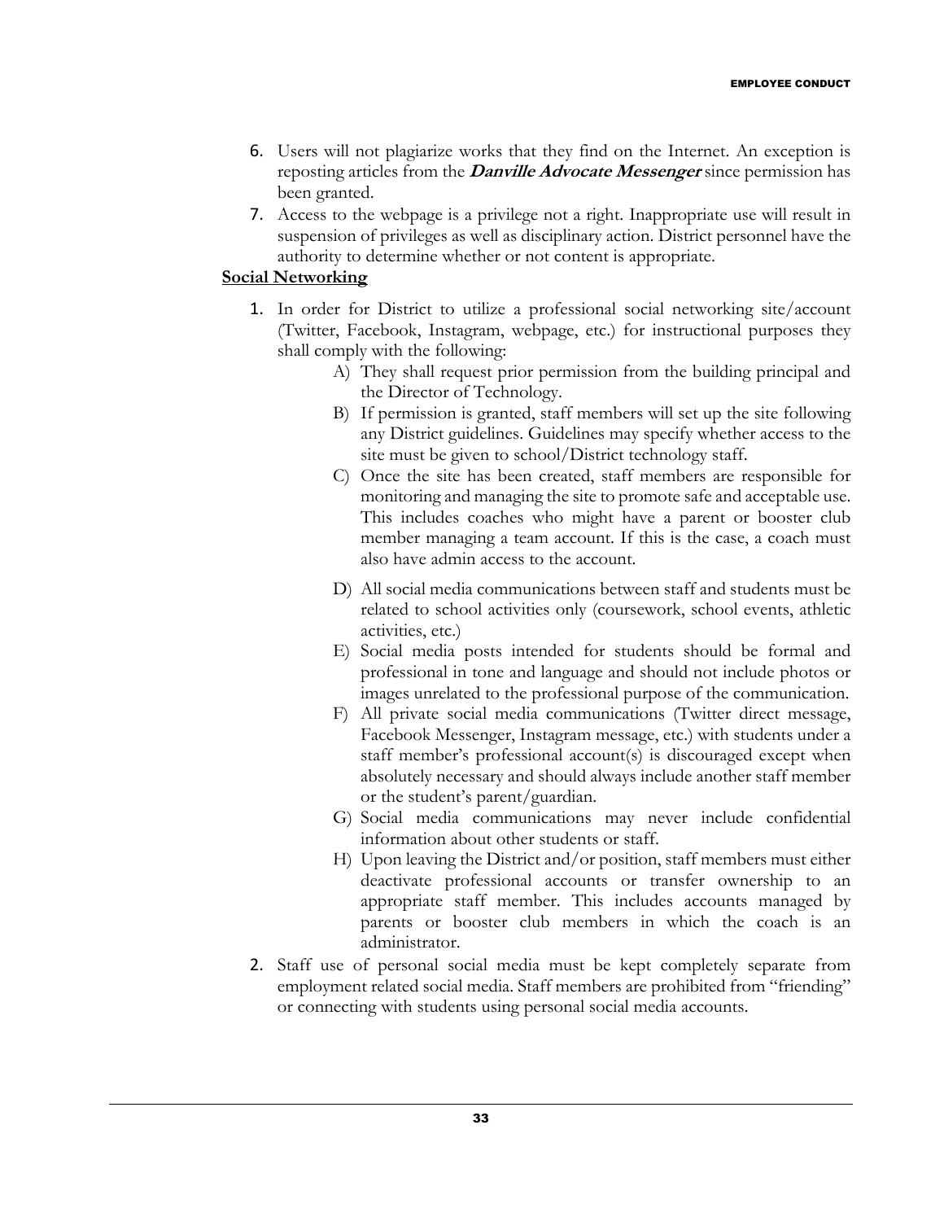6. Users will not plagiarize works that they find on the Internet. An exception is reposting articles from the ***Danville Advocate Messenger*** since permission has been granted.
7. Access to the webpage is a privilege not a right. Inappropriate use will result in suspension of privileges as well as disciplinary action. District personnel have the authority to determine whether or not content is appropriate.

**Social Networking**

1. In order for District to utilize a professional social networking site/account (Twitter, Facebook, Instagram, webpage, etc.) for instructional purposes they shall comply with the following:
   A) They shall request prior permission from the building principal and the Director of Technology.
   B) If permission is granted, staff members will set up the site following any District guidelines. Guidelines may specify whether access to the site must be given to school/District technology staff.
   C) Once the site has been created, staff members are responsible for monitoring and managing the site to promote safe and acceptable use. This includes coaches who might have a parent or booster club member managing a team account. If this is the case, a coach must also have admin access to the account.
   D) All social media communications between staff and students must be related to school activities only (coursework, school events, athletic activities, etc.)
   E) Social media posts intended for students should be formal and professional in tone and language and should not include photos or images unrelated to the professional purpose of the communication.
   F) All private social media communications (Twitter direct message, Facebook Messenger, Instagram message, etc.) with students under a staff member's professional account(s) is discouraged except when absolutely necessary and should always include another staff member or the student's parent/guardian.
   G) Social media communications may never include confidential information about other students or staff.
   H) Upon leaving the District and/or position, staff members must either deactivate professional accounts or transfer ownership to an appropriate staff member. This includes accounts managed by parents or booster club members in which the coach is an administrator.
2. Staff use of personal social media must be kept completely separate from employment related social media. Staff members are prohibited from "friending" or connecting with students using personal social media accounts.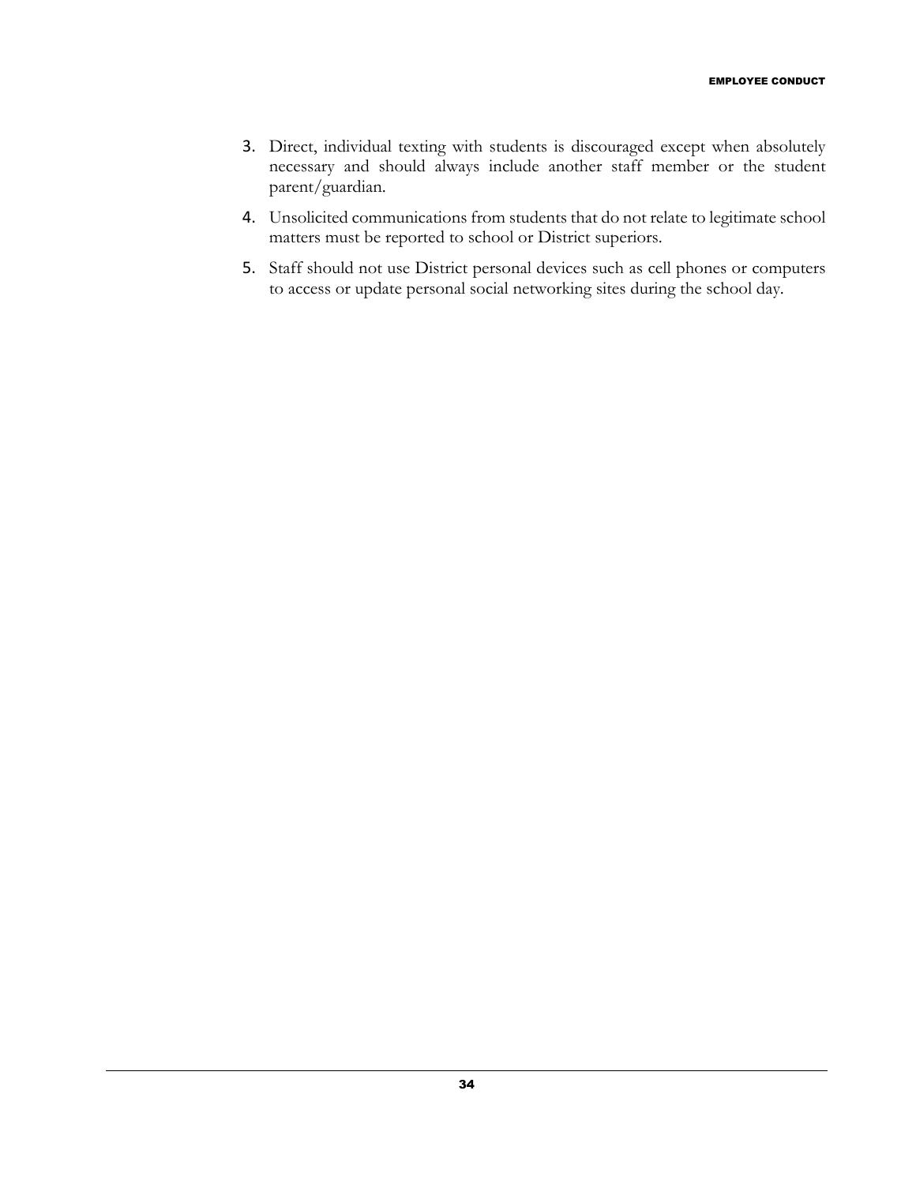3. Direct, individual texting with students is discouraged except when absolutely necessary and should always include another staff member or the student parent/guardian.
4. Unsolicited communications from students that do not relate to legitimate school matters must be reported to school or District superiors.
5. Staff should not use District personal devices such as cell phones or computers to access or update personal social networking sites during the school day.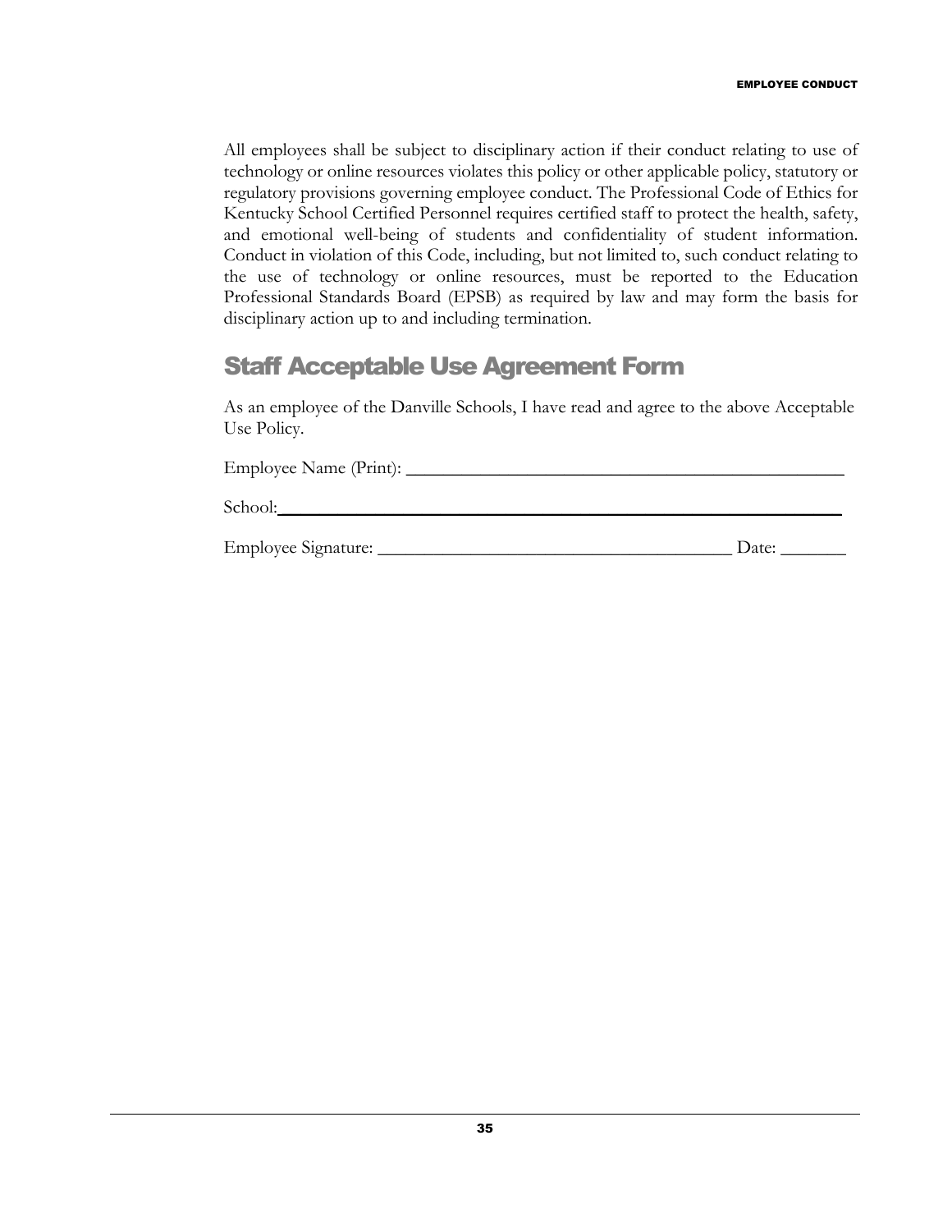All employees shall be subject to disciplinary action if their conduct relating to use of technology or online resources violates this policy or other applicable policy, statutory or regulatory provisions governing employee conduct. The Professional Code of Ethics for Kentucky School Certified Personnel requires certified staff to protect the health, safety, and emotional well-being of students and confidentiality of student information. Conduct in violation of this Code, including, but not limited to, such conduct relating to the use of technology or online resources, must be reported to the Education Professional Standards Board (EPSB) as required by law and may form the basis for disciplinary action up to and including termination.

## Staff Acceptable Use Agreement Form

As an employee of the Danville Schools, I have read and agree to the above Acceptable Use Policy.

Employee Name (Print): ______________________________________________

School: ______________________________________________________________

Employee Signature: ____________________________________ Date: _______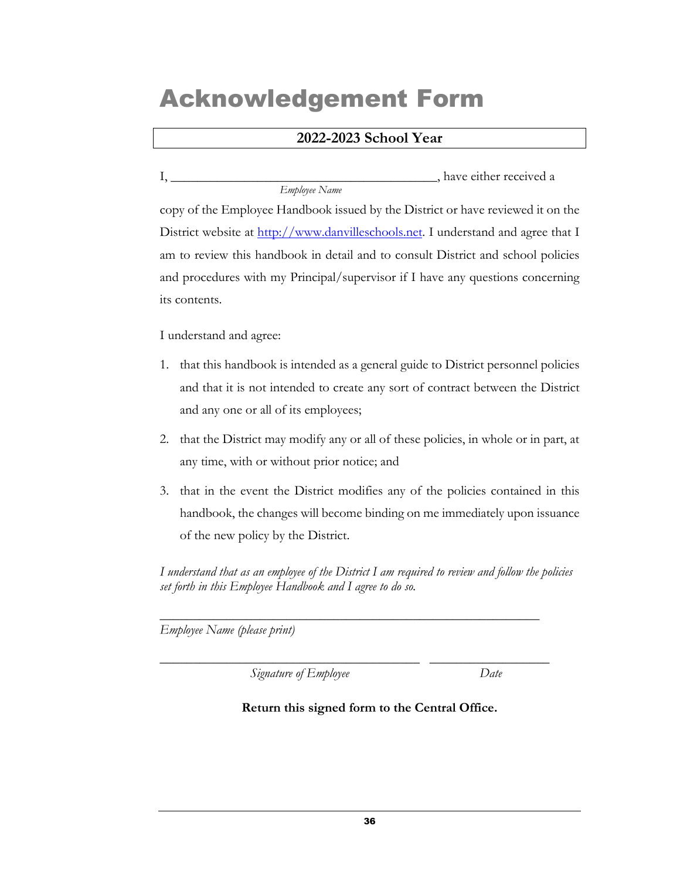# Acknowledgement Form

**2022-2023 School Year**

I, ________________________________________, have either received a
*Employee Name*

copy of the Employee Handbook issued by the District or have reviewed it on the District website at http://www.danvilleschools.net. I understand and agree that I am to review this handbook in detail and to consult District and school policies and procedures with my Principal/supervisor if I have any questions concerning its contents.

I understand and agree:

1. that this handbook is intended as a general guide to District personnel policies and that it is not intended to create any sort of contract between the District and any one or all of its employees;
2. that the District may modify any or all of these policies, in whole or in part, at any time, with or without prior notice; and
3. that in the event the District modifies any of the policies contained in this handbook, the changes will become binding on me immediately upon issuance of the new policy by the District.

*I understand that as an employee of the District I am required to review and follow the policies set forth in this Employee Handbook and I agree to do so.*

____________________________________________________________
*Employee Name (please print)*

________________________________________ ____________________
*Signature of Employee* *Date*

**Return this signed form to the Central Office.**